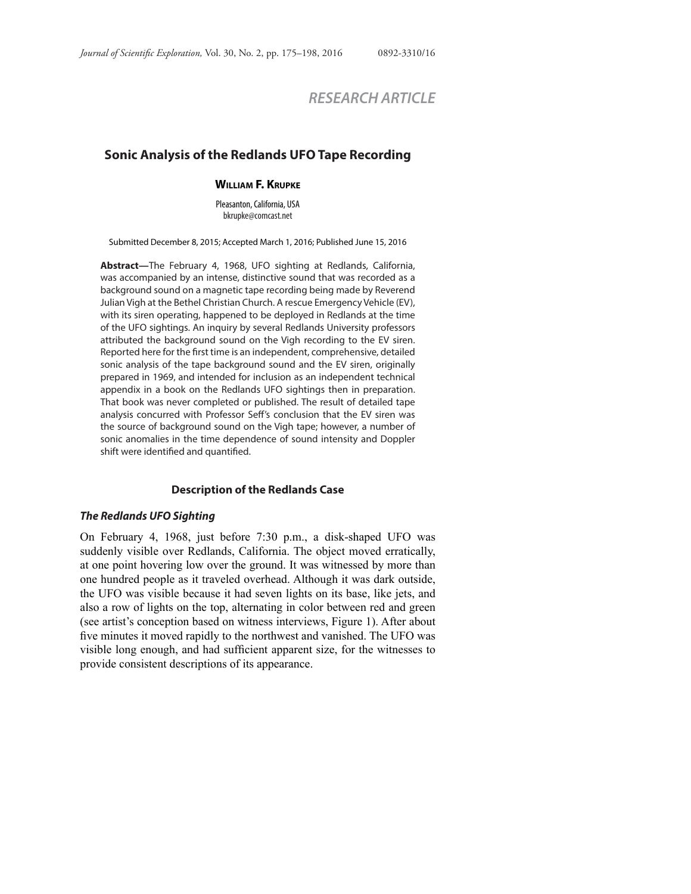RESEARCH ARTICLE

# Sonic Analysis of the Redlands UFO Tape Recording

**William F. Krupke**

Pleasanton, California, USA
bkrupke@comcast.net

Submitted December 8, 2015; Accepted March 1, 2016; Published June 15, 2016

**Abstract—**The February 4, 1968, UFO sighting at Redlands, California, was accompanied by an intense, distinctive sound that was recorded as a background sound on a magnetic tape recording being made by Reverend Julian Vigh at the Bethel Christian Church. A rescue Emergency Vehicle (EV), with its siren operating, happened to be deployed in Redlands at the time of the UFO sightings. An inquiry by several Redlands University professors attributed the background sound on the Vigh recording to the EV siren. Reported here for the first time is an independent, comprehensive, detailed sonic analysis of the tape background sound and the EV siren, originally prepared in 1969, and intended for inclusion as an independent technical appendix in a book on the Redlands UFO sightings then in preparation. That book was never completed or published. The result of detailed tape analysis concurred with Professor Seff's conclusion that the EV siren was the source of background sound on the Vigh tape; however, a number of sonic anomalies in the time dependence of sound intensity and Doppler shift were identified and quantified.

## Description of the Redlands Case

### *The Redlands UFO Sighting*

On February 4, 1968, just before 7:30 p.m., a disk-shaped UFO was suddenly visible over Redlands, California. The object moved erratically, at one point hovering low over the ground. It was witnessed by more than one hundred people as it traveled overhead. Although it was dark outside, the UFO was visible because it had seven lights on its base, like jets, and also a row of lights on the top, alternating in color between red and green (see artist's conception based on witness interviews, Figure 1). After about five minutes it moved rapidly to the northwest and vanished. The UFO was visible long enough, and had sufficient apparent size, for the witnesses to provide consistent descriptions of its appearance.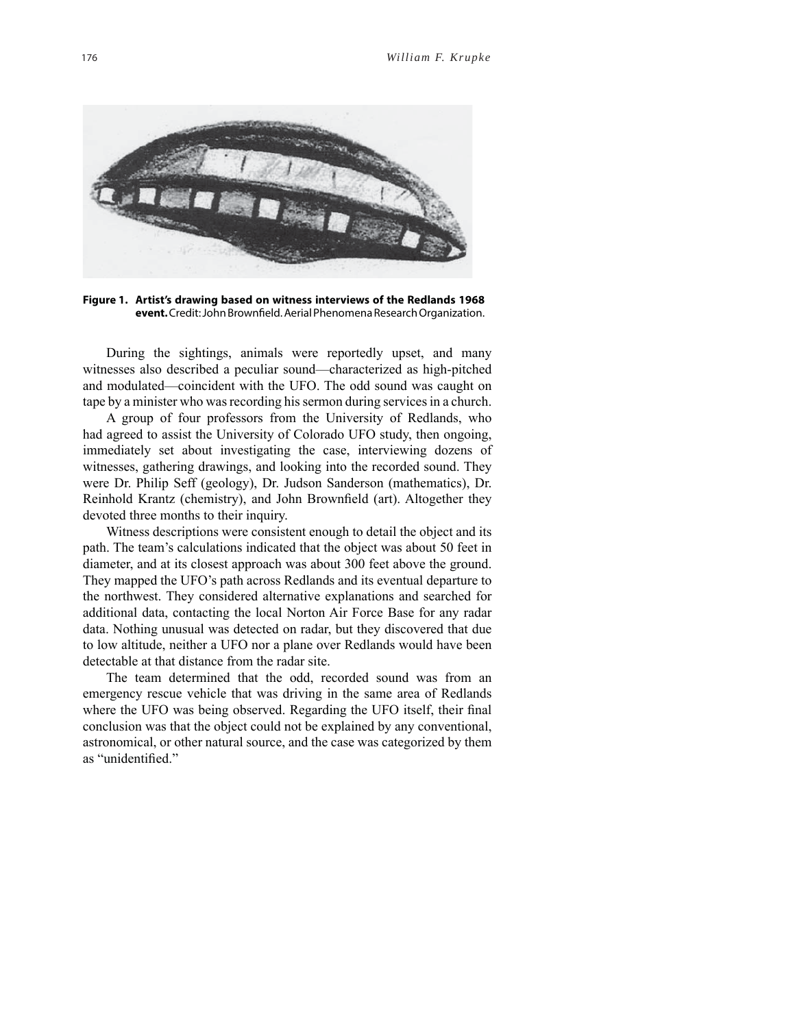**Figure 1. Artist's drawing based on witness interviews of the Redlands 1968 event.** Credit: John Brownfield. Aerial Phenomena Research Organization.

During the sightings, animals were reportedly upset, and many witnesses also described a peculiar sound—characterized as high-pitched and modulated—coincident with the UFO. The odd sound was caught on tape by a minister who was recording his sermon during services in a church.

A group of four professors from the University of Redlands, who had agreed to assist the University of Colorado UFO study, then ongoing, immediately set about investigating the case, interviewing dozens of witnesses, gathering drawings, and looking into the recorded sound. They were Dr. Philip Seff (geology), Dr. Judson Sanderson (mathematics), Dr. Reinhold Krantz (chemistry), and John Brownfield (art). Altogether they devoted three months to their inquiry.

Witness descriptions were consistent enough to detail the object and its path. The team's calculations indicated that the object was about 50 feet in diameter, and at its closest approach was about 300 feet above the ground. They mapped the UFO's path across Redlands and its eventual departure to the northwest. They considered alternative explanations and searched for additional data, contacting the local Norton Air Force Base for any radar data. Nothing unusual was detected on radar, but they discovered that due to low altitude, neither a UFO nor a plane over Redlands would have been detectable at that distance from the radar site.

The team determined that the odd, recorded sound was from an emergency rescue vehicle that was driving in the same area of Redlands where the UFO was being observed. Regarding the UFO itself, their final conclusion was that the object could not be explained by any conventional, astronomical, or other natural source, and the case was categorized by them as "unidentified."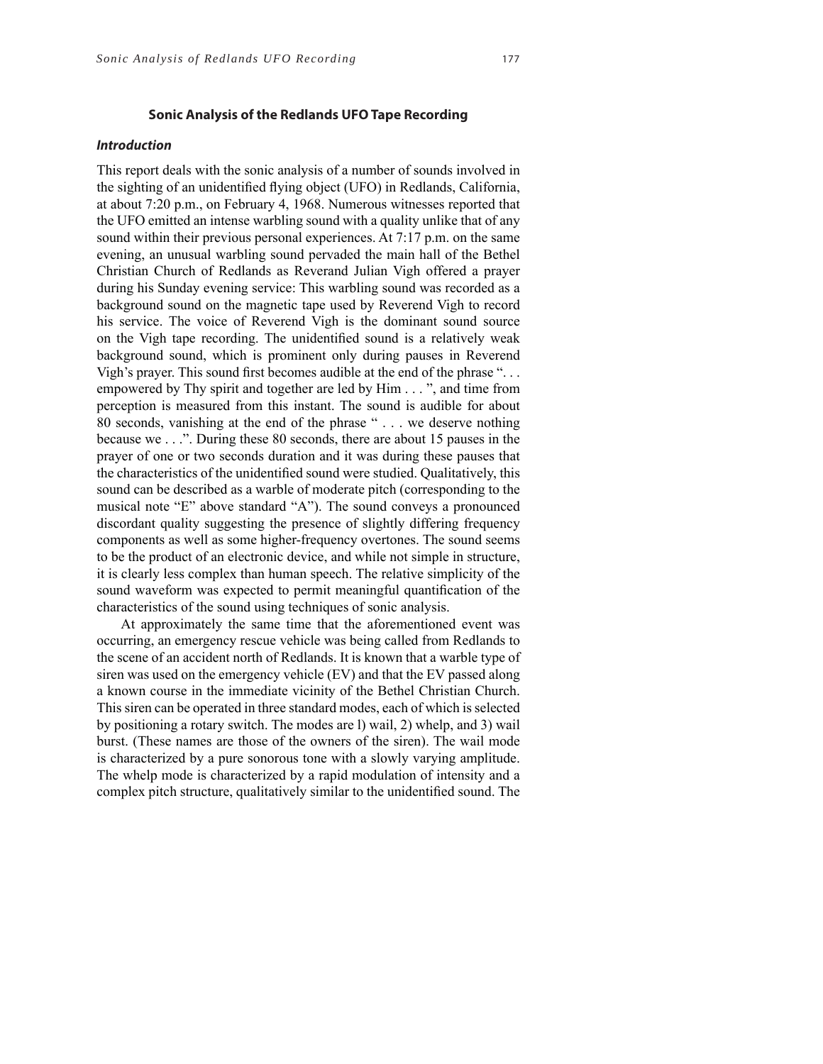## Sonic Analysis of the Redlands UFO Tape Recording

### *Introduction*

This report deals with the sonic analysis of a number of sounds involved in the sighting of an unidentified flying object (UFO) in Redlands, California, at about 7:20 p.m., on February 4, 1968. Numerous witnesses reported that the UFO emitted an intense warbling sound with a quality unlike that of any sound within their previous personal experiences. At 7:17 p.m. on the same evening, an unusual warbling sound pervaded the main hall of the Bethel Christian Church of Redlands as Reverend Julian Vigh offered a prayer during his Sunday evening service: This warbling sound was recorded as a background sound on the magnetic tape used by Reverend Vigh to record his service. The voice of Reverend Vigh is the dominant sound source on the Vigh tape recording. The unidentified sound is a relatively weak background sound, which is prominent only during pauses in Reverend Vigh's prayer. This sound first becomes audible at the end of the phrase ". . . empowered by Thy spirit and together are led by Him . . . ", and time from perception is measured from this instant. The sound is audible for about 80 seconds, vanishing at the end of the phrase " . . . we deserve nothing because we . . .". During these 80 seconds, there are about 15 pauses in the prayer of one or two seconds duration and it was during these pauses that the characteristics of the unidentified sound were studied. Qualitatively, this sound can be described as a warble of moderate pitch (corresponding to the musical note "E" above standard "A"). The sound conveys a pronounced discordant quality suggesting the presence of slightly differing frequency components as well as some higher-frequency overtones. The sound seems to be the product of an electronic device, and while not simple in structure, it is clearly less complex than human speech. The relative simplicity of the sound waveform was expected to permit meaningful quantification of the characteristics of the sound using techniques of sonic analysis.

At approximately the same time that the aforementioned event was occurring, an emergency rescue vehicle was being called from Redlands to the scene of an accident north of Redlands. It is known that a warble type of siren was used on the emergency vehicle (EV) and that the EV passed along a known course in the immediate vicinity of the Bethel Christian Church. This siren can be operated in three standard modes, each of which is selected by positioning a rotary switch. The modes are l) wail, 2) whelp, and 3) wail burst. (These names are those of the owners of the siren). The wail mode is characterized by a pure sonorous tone with a slowly varying amplitude. The whelp mode is characterized by a rapid modulation of intensity and a complex pitch structure, qualitatively similar to the unidentified sound. The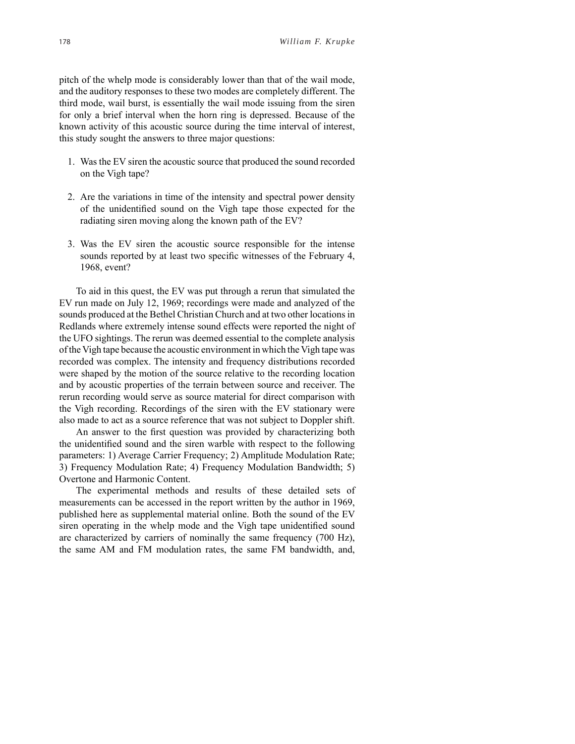pitch of the whelp mode is considerably lower than that of the wail mode, and the auditory responses to these two modes are completely different. The third mode, wail burst, is essentially the wail mode issuing from the siren for only a brief interval when the horn ring is depressed. Because of the known activity of this acoustic source during the time interval of interest, this study sought the answers to three major questions:

1. Was the EV siren the acoustic source that produced the sound recorded on the Vigh tape?

2. Are the variations in time of the intensity and spectral power density of the unidentified sound on the Vigh tape those expected for the radiating siren moving along the known path of the EV?

3. Was the EV siren the acoustic source responsible for the intense sounds reported by at least two specific witnesses of the February 4, 1968, event?

To aid in this quest, the EV was put through a rerun that simulated the EV run made on July 12, 1969; recordings were made and analyzed of the sounds produced at the Bethel Christian Church and at two other locations in Redlands where extremely intense sound effects were reported the night of the UFO sightings. The rerun was deemed essential to the complete analysis of the Vigh tape because the acoustic environment in which the Vigh tape was recorded was complex. The intensity and frequency distributions recorded were shaped by the motion of the source relative to the recording location and by acoustic properties of the terrain between source and receiver. The rerun recording would serve as source material for direct comparison with the Vigh recording. Recordings of the siren with the EV stationary were also made to act as a source reference that was not subject to Doppler shift.

An answer to the first question was provided by characterizing both the unidentified sound and the siren warble with respect to the following parameters: 1) Average Carrier Frequency; 2) Amplitude Modulation Rate; 3) Frequency Modulation Rate; 4) Frequency Modulation Bandwidth; 5) Overtone and Harmonic Content.

The experimental methods and results of these detailed sets of measurements can be accessed in the report written by the author in 1969, published here as supplemental material online. Both the sound of the EV siren operating in the whelp mode and the Vigh tape unidentified sound are characterized by carriers of nominally the same frequency (700 Hz), the same AM and FM modulation rates, the same FM bandwidth, and,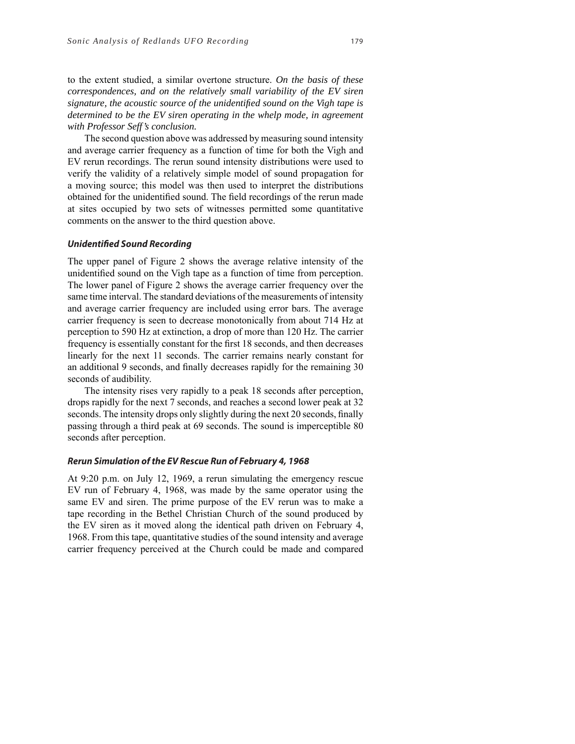to the extent studied, a similar overtone structure. *On the basis of these correspondences, and on the relatively small variability of the EV siren signature, the acoustic source of the unidentified sound on the Vigh tape is determined to be the EV siren operating in the whelp mode, in agreement with Professor Seff's conclusion.*

The second question above was addressed by measuring sound intensity and average carrier frequency as a function of time for both the Vigh and EV rerun recordings. The rerun sound intensity distributions were used to verify the validity of a relatively simple model of sound propagation for a moving source; this model was then used to interpret the distributions obtained for the unidentified sound. The field recordings of the rerun made at sites occupied by two sets of witnesses permitted some quantitative comments on the answer to the third question above.

### *Unidentified Sound Recording*

The upper panel of Figure 2 shows the average relative intensity of the unidentified sound on the Vigh tape as a function of time from perception. The lower panel of Figure 2 shows the average carrier frequency over the same time interval. The standard deviations of the measurements of intensity and average carrier frequency are included using error bars. The average carrier frequency is seen to decrease monotonically from about 714 Hz at perception to 590 Hz at extinction, a drop of more than 120 Hz. The carrier frequency is essentially constant for the first 18 seconds, and then decreases linearly for the next 11 seconds. The carrier remains nearly constant for an additional 9 seconds, and finally decreases rapidly for the remaining 30 seconds of audibility.

The intensity rises very rapidly to a peak 18 seconds after perception, drops rapidly for the next 7 seconds, and reaches a second lower peak at 32 seconds. The intensity drops only slightly during the next 20 seconds, finally passing through a third peak at 69 seconds. The sound is imperceptible 80 seconds after perception.

### *Rerun Simulation of the EV Rescue Run of February 4, 1968*

At 9:20 p.m. on July 12, 1969, a rerun simulating the emergency rescue EV run of February 4, 1968, was made by the same operator using the same EV and siren. The prime purpose of the EV rerun was to make a tape recording in the Bethel Christian Church of the sound produced by the EV siren as it moved along the identical path driven on February 4, 1968. From this tape, quantitative studies of the sound intensity and average carrier frequency perceived at the Church could be made and compared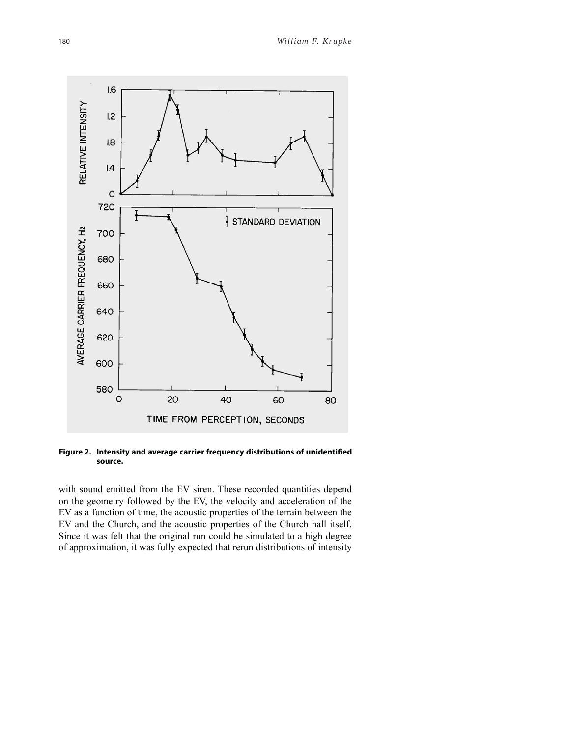**Figure 2. Intensity and average carrier frequency distributions of unidentified source.**

with sound emitted from the EV siren. These recorded quantities depend on the geometry followed by the EV, the velocity and acceleration of the EV as a function of time, the acoustic properties of the terrain between the EV and the Church, and the acoustic properties of the Church hall itself. Since it was felt that the original run could be simulated to a high degree of approximation, it was fully expected that rerun distributions of intensity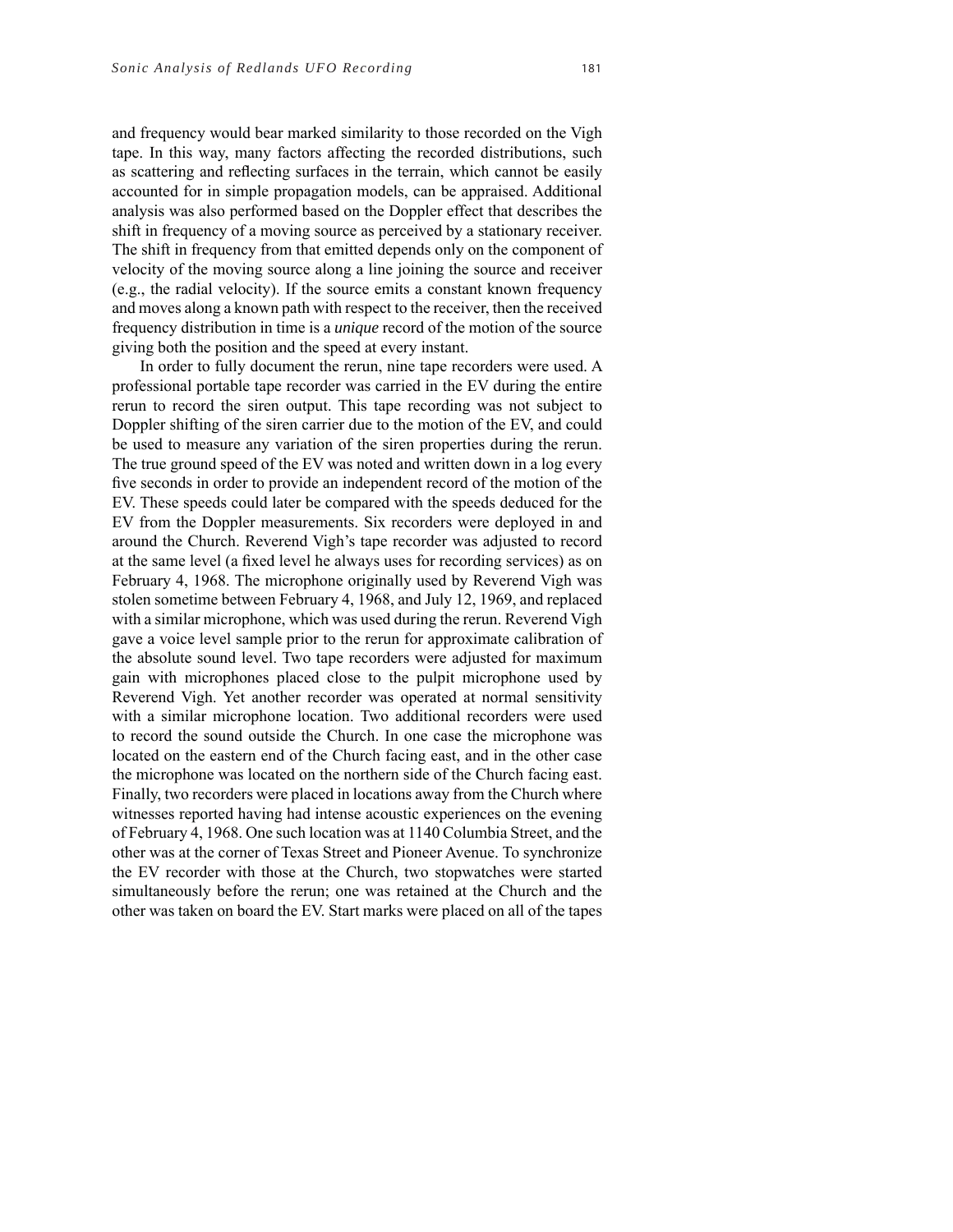and frequency would bear marked similarity to those recorded on the Vigh tape. In this way, many factors affecting the recorded distributions, such as scattering and reflecting surfaces in the terrain, which cannot be easily accounted for in simple propagation models, can be appraised. Additional analysis was also performed based on the Doppler effect that describes the shift in frequency of a moving source as perceived by a stationary receiver. The shift in frequency from that emitted depends only on the component of velocity of the moving source along a line joining the source and receiver (e.g., the radial velocity). If the source emits a constant known frequency and moves along a known path with respect to the receiver, then the received frequency distribution in time is a *unique* record of the motion of the source giving both the position and the speed at every instant.

In order to fully document the rerun, nine tape recorders were used. A professional portable tape recorder was carried in the EV during the entire rerun to record the siren output. This tape recording was not subject to Doppler shifting of the siren carrier due to the motion of the EV, and could be used to measure any variation of the siren properties during the rerun. The true ground speed of the EV was noted and written down in a log every five seconds in order to provide an independent record of the motion of the EV. These speeds could later be compared with the speeds deduced for the EV from the Doppler measurements. Six recorders were deployed in and around the Church. Reverend Vigh's tape recorder was adjusted to record at the same level (a fixed level he always uses for recording services) as on February 4, 1968. The microphone originally used by Reverend Vigh was stolen sometime between February 4, 1968, and July 12, 1969, and replaced with a similar microphone, which was used during the rerun. Reverend Vigh gave a voice level sample prior to the rerun for approximate calibration of the absolute sound level. Two tape recorders were adjusted for maximum gain with microphones placed close to the pulpit microphone used by Reverend Vigh. Yet another recorder was operated at normal sensitivity with a similar microphone location. Two additional recorders were used to record the sound outside the Church. In one case the microphone was located on the eastern end of the Church facing east, and in the other case the microphone was located on the northern side of the Church facing east. Finally, two recorders were placed in locations away from the Church where witnesses reported having had intense acoustic experiences on the evening of February 4, 1968. One such location was at 1140 Columbia Street, and the other was at the corner of Texas Street and Pioneer Avenue. To synchronize the EV recorder with those at the Church, two stopwatches were started simultaneously before the rerun; one was retained at the Church and the other was taken on board the EV. Start marks were placed on all of the tapes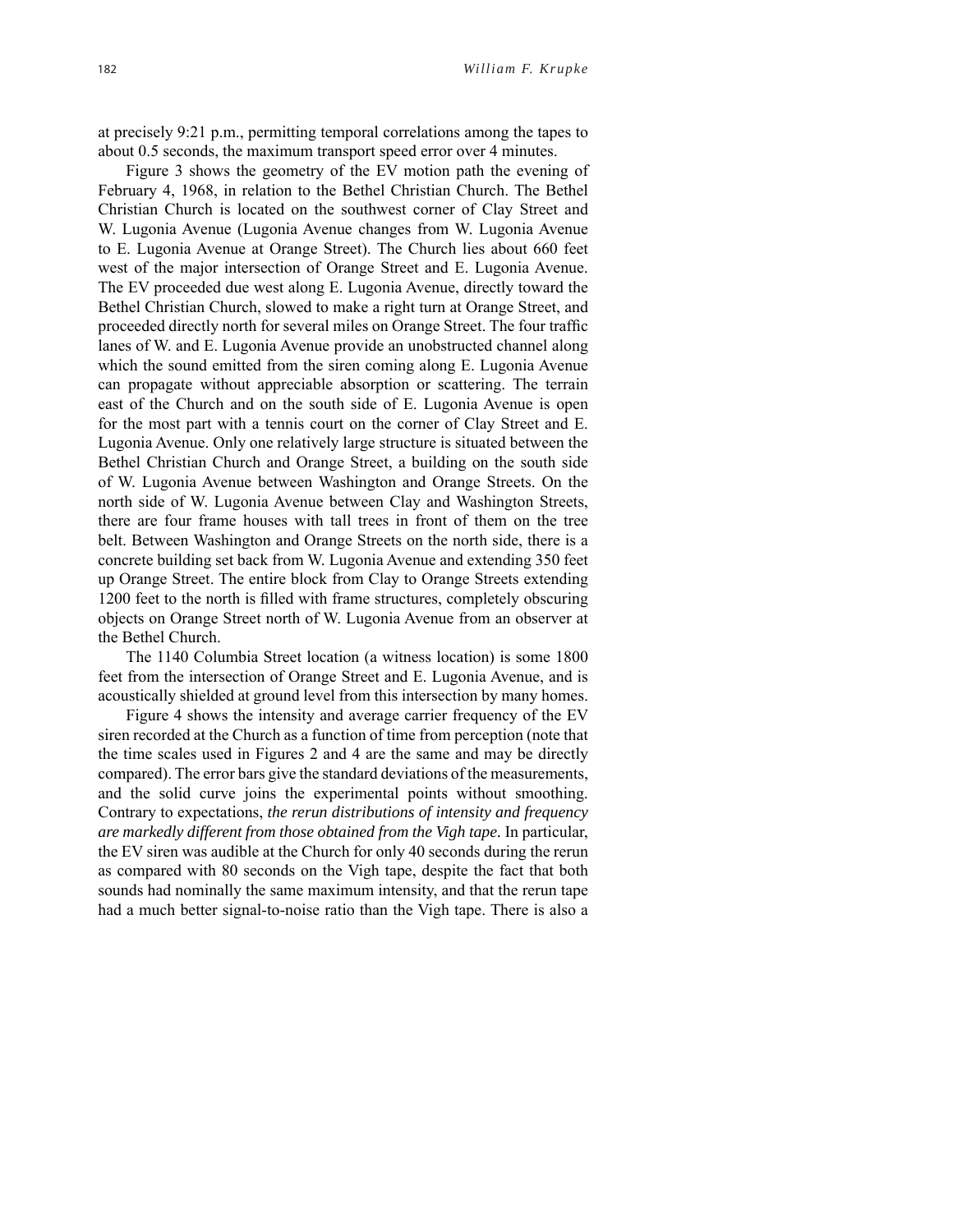at precisely 9:21 p.m., permitting temporal correlations among the tapes to about 0.5 seconds, the maximum transport speed error over 4 minutes.

Figure 3 shows the geometry of the EV motion path the evening of February 4, 1968, in relation to the Bethel Christian Church. The Bethel Christian Church is located on the southwest corner of Clay Street and W. Lugonia Avenue (Lugonia Avenue changes from W. Lugonia Avenue to E. Lugonia Avenue at Orange Street). The Church lies about 660 feet west of the major intersection of Orange Street and E. Lugonia Avenue. The EV proceeded due west along E. Lugonia Avenue, directly toward the Bethel Christian Church, slowed to make a right turn at Orange Street, and proceeded directly north for several miles on Orange Street. The four traffic lanes of W. and E. Lugonia Avenue provide an unobstructed channel along which the sound emitted from the siren coming along E. Lugonia Avenue can propagate without appreciable absorption or scattering. The terrain east of the Church and on the south side of E. Lugonia Avenue is open for the most part with a tennis court on the corner of Clay Street and E. Lugonia Avenue. Only one relatively large structure is situated between the Bethel Christian Church and Orange Street, a building on the south side of W. Lugonia Avenue between Washington and Orange Streets. On the north side of W. Lugonia Avenue between Clay and Washington Streets, there are four frame houses with tall trees in front of them on the tree belt. Between Washington and Orange Streets on the north side, there is a concrete building set back from W. Lugonia Avenue and extending 350 feet up Orange Street. The entire block from Clay to Orange Streets extending 1200 feet to the north is filled with frame structures, completely obscuring objects on Orange Street north of W. Lugonia Avenue from an observer at the Bethel Church.

The 1140 Columbia Street location (a witness location) is some 1800 feet from the intersection of Orange Street and E. Lugonia Avenue, and is acoustically shielded at ground level from this intersection by many homes.

Figure 4 shows the intensity and average carrier frequency of the EV siren recorded at the Church as a function of time from perception (note that the time scales used in Figures 2 and 4 are the same and may be directly compared). The error bars give the standard deviations of the measurements, and the solid curve joins the experimental points without smoothing. Contrary to expectations, *the rerun distributions of intensity and frequency are markedly different from those obtained from the Vigh tape.* In particular, the EV siren was audible at the Church for only 40 seconds during the rerun as compared with 80 seconds on the Vigh tape, despite the fact that both sounds had nominally the same maximum intensity, and that the rerun tape had a much better signal-to-noise ratio than the Vigh tape. There is also a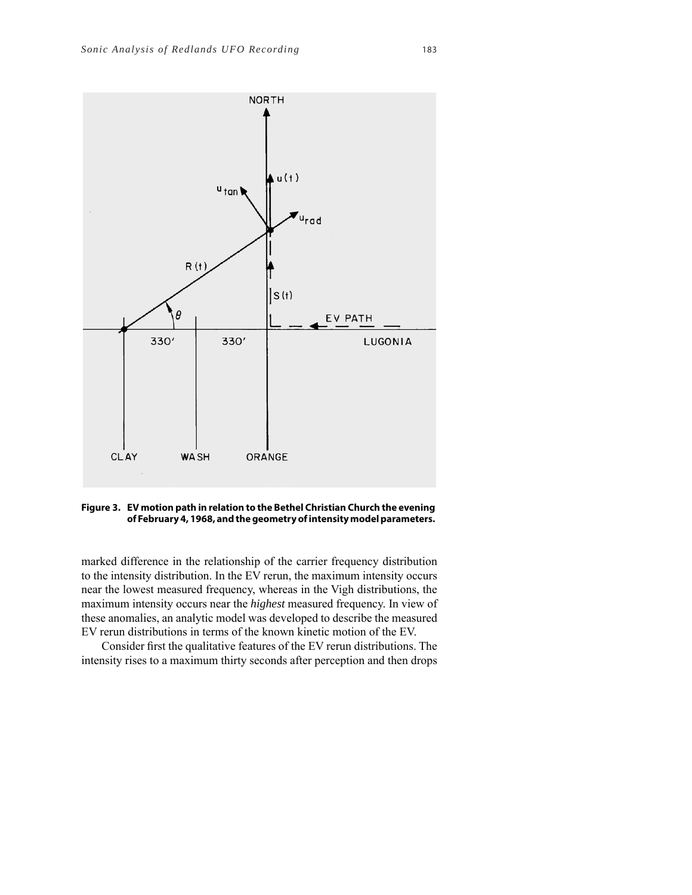**Figure 3. EV motion path in relation to the Bethel Christian Church the evening of February 4, 1968, and the geometry of intensity model parameters.**

marked difference in the relationship of the carrier frequency distribution to the intensity distribution. In the EV rerun, the maximum intensity occurs near the lowest measured frequency, whereas in the Vigh distributions, the maximum intensity occurs near the *highest* measured frequency. In view of these anomalies, an analytic model was developed to describe the measured EV rerun distributions in terms of the known kinetic motion of the EV.

Consider first the qualitative features of the EV rerun distributions. The intensity rises to a maximum thirty seconds after perception and then drops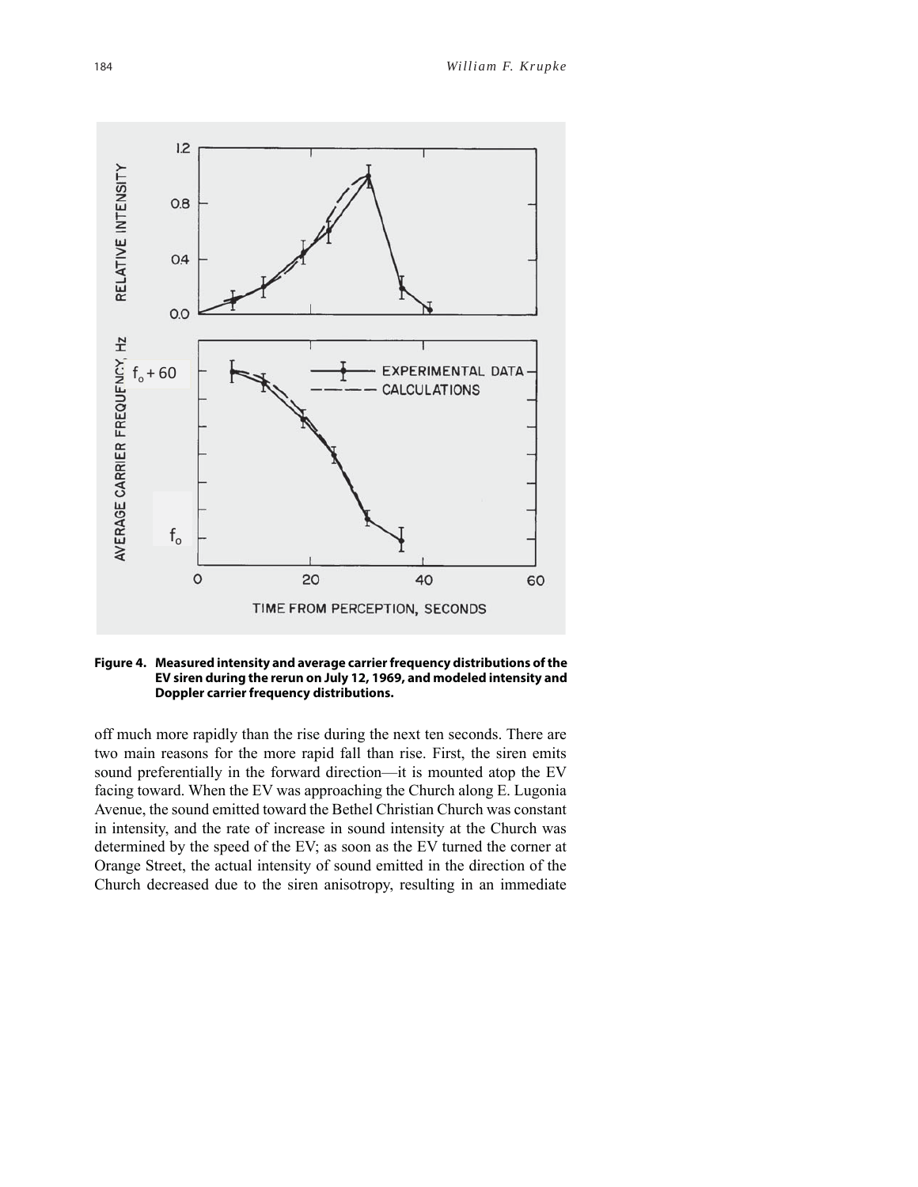**Figure 4. Measured intensity and average carrier frequency distributions of the EV siren during the rerun on July 12, 1969, and modeled intensity and Doppler carrier frequency distributions.**

off much more rapidly than the rise during the next ten seconds. There are two main reasons for the more rapid fall than rise. First, the siren emits sound preferentially in the forward direction—it is mounted atop the EV facing toward. When the EV was approaching the Church along E. Lugonia Avenue, the sound emitted toward the Bethel Christian Church was constant in intensity, and the rate of increase in sound intensity at the Church was determined by the speed of the EV; as soon as the EV turned the corner at Orange Street, the actual intensity of sound emitted in the direction of the Church decreased due to the siren anisotropy, resulting in an immediate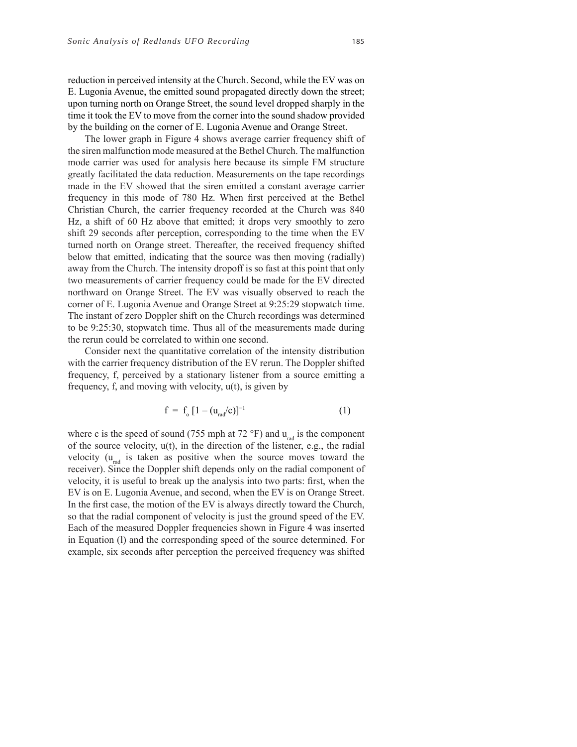reduction in perceived intensity at the Church. Second, while the EV was on E. Lugonia Avenue, the emitted sound propagated directly down the street; upon turning north on Orange Street, the sound level dropped sharply in the time it took the EV to move from the corner into the sound shadow provided by the building on the corner of E. Lugonia Avenue and Orange Street.

The lower graph in Figure 4 shows average carrier frequency shift of the siren malfunction mode measured at the Bethel Church. The malfunction mode carrier was used for analysis here because its simple FM structure greatly facilitated the data reduction. Measurements on the tape recordings made in the EV showed that the siren emitted a constant average carrier frequency in this mode of 780 Hz. When first perceived at the Bethel Christian Church, the carrier frequency recorded at the Church was 840 Hz, a shift of 60 Hz above that emitted; it drops very smoothly to zero shift 29 seconds after perception, corresponding to the time when the EV turned north on Orange street. Thereafter, the received frequency shifted below that emitted, indicating that the source was then moving (radially) away from the Church. The intensity dropoff is so fast at this point that only two measurements of carrier frequency could be made for the EV directed northward on Orange Street. The EV was visually observed to reach the corner of E. Lugonia Avenue and Orange Street at 9:25:29 stopwatch time. The instant of zero Doppler shift on the Church recordings was determined to be 9:25:30, stopwatch time. Thus all of the measurements made during the rerun could be correlated to within one second.

Consider next the quantitative correlation of the intensity distribution with the carrier frequency distribution of the EV rerun. The Doppler shifted frequency, f, perceived by a stationary listener from a source emitting a frequency, f, and moving with velocity, u(t), is given by

$$f = f_o \, [1 - (u_{rad}/c)]^{-1} \qquad (1)$$

where c is the speed of sound (755 mph at 72 °F) and $u_{rad}$ is the component of the source velocity, u(t), in the direction of the listener, e.g., the radial velocity ($u_{rad}$ is taken as positive when the source moves toward the receiver). Since the Doppler shift depends only on the radial component of velocity, it is useful to break up the analysis into two parts: first, when the EV is on E. Lugonia Avenue, and second, when the EV is on Orange Street. In the first case, the motion of the EV is always directly toward the Church, so that the radial component of velocity is just the ground speed of the EV. Each of the measured Doppler frequencies shown in Figure 4 was inserted in Equation (l) and the corresponding speed of the source determined. For example, six seconds after perception the perceived frequency was shifted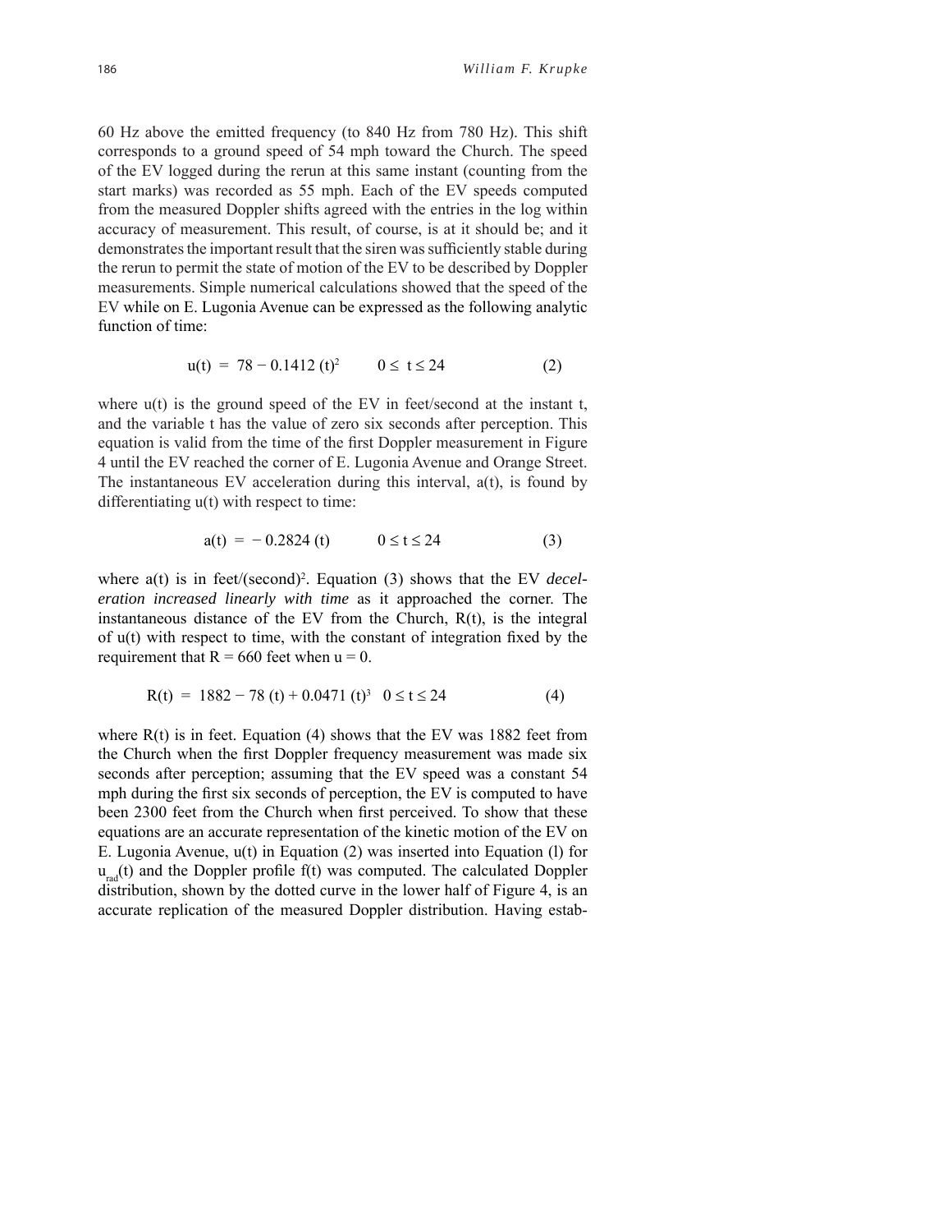60 Hz above the emitted frequency (to 840 Hz from 780 Hz). This shift corresponds to a ground speed of 54 mph toward the Church. The speed of the EV logged during the rerun at this same instant (counting from the start marks) was recorded as 55 mph. Each of the EV speeds computed from the measured Doppler shifts agreed with the entries in the log within accuracy of measurement. This result, of course, is at it should be; and it demonstrates the important result that the siren was sufficiently stable during the rerun to permit the state of motion of the EV to be described by Doppler measurements. Simple numerical calculations showed that the speed of the EV while on E. Lugonia Avenue can be expressed as the following analytic function of time:

$$u(t) = 78 - 0.1412\,(t)^2 \qquad 0 \leq t \leq 24 \tag{2}$$

where u(t) is the ground speed of the EV in feet/second at the instant t, and the variable t has the value of zero six seconds after perception. This equation is valid from the time of the first Doppler measurement in Figure 4 until the EV reached the corner of E. Lugonia Avenue and Orange Street. The instantaneous EV acceleration during this interval, a(t), is found by differentiating u(t) with respect to time:

$$a(t) = -0.2824\,(t) \qquad 0 \leq t \leq 24 \tag{3}$$

where a(t) is in feet/(second)$^2$. Equation (3) shows that the EV *deceleration increased linearly with time* as it approached the corner. The instantaneous distance of the EV from the Church, R(t), is the integral of u(t) with respect to time, with the constant of integration fixed by the requirement that R = 660 feet when u = 0.

$$R(t) = 1882 - 78\,(t) + 0.0471\,(t)^3 \quad 0 \leq t \leq 24 \tag{4}$$

where R(t) is in feet. Equation (4) shows that the EV was 1882 feet from the Church when the first Doppler frequency measurement was made six seconds after perception; assuming that the EV speed was a constant 54 mph during the first six seconds of perception, the EV is computed to have been 2300 feet from the Church when first perceived. To show that these equations are an accurate representation of the kinetic motion of the EV on E. Lugonia Avenue, u(t) in Equation (2) was inserted into Equation (l) for $u_{rad}(t)$ and the Doppler profile f(t) was computed. The calculated Doppler distribution, shown by the dotted curve in the lower half of Figure 4, is an accurate replication of the measured Doppler distribution. Having estab-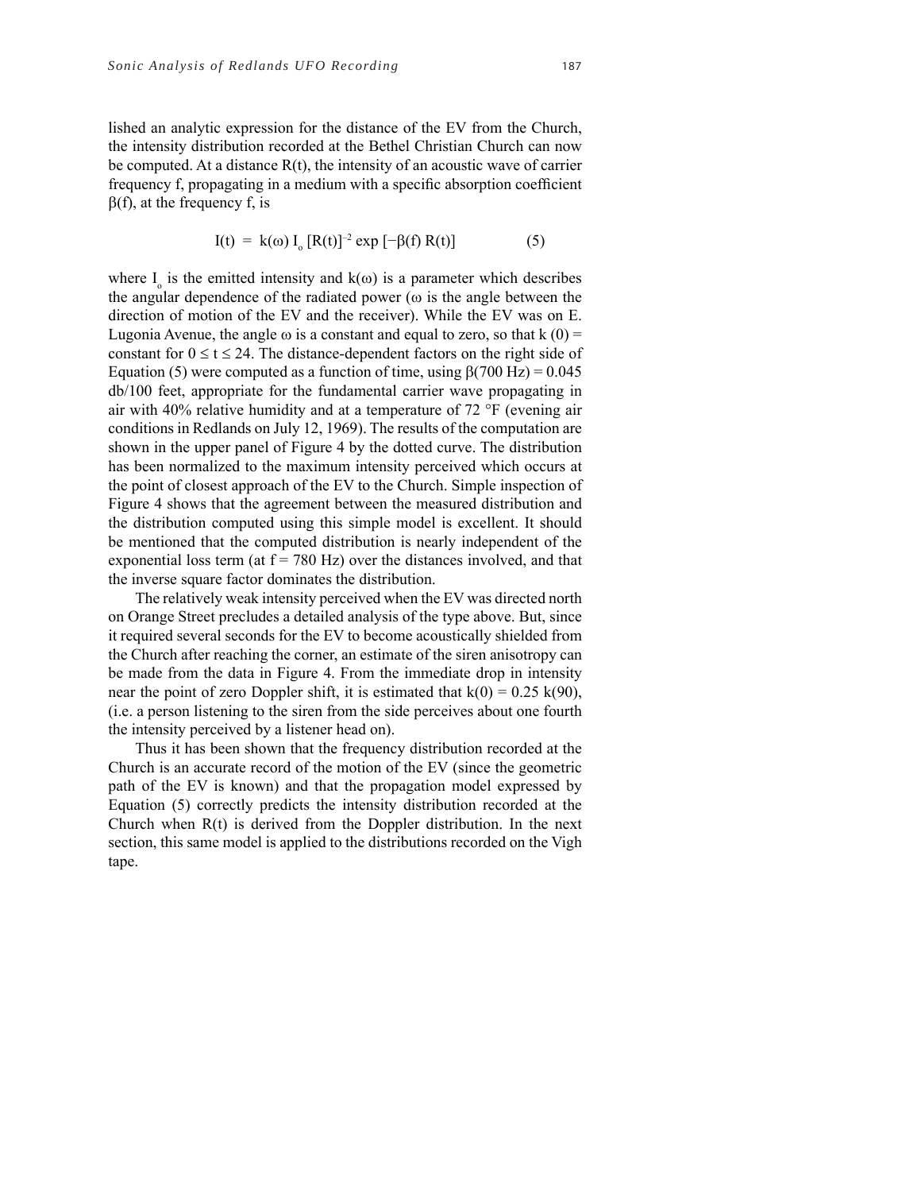lished an analytic expression for the distance of the EV from the Church, the intensity distribution recorded at the Bethel Christian Church can now be computed. At a distance R(t), the intensity of an acoustic wave of carrier frequency f, propagating in a medium with a specific absorption coefficient β(f), at the frequency f, is

$$I(t) = k(\omega)\, I_o\, [R(t)]^{-2} \exp\left[-\beta(f)\, R(t)\right] \qquad (5)$$

where $I_o$ is the emitted intensity and k(ω) is a parameter which describes the angular dependence of the radiated power (ω is the angle between the direction of motion of the EV and the receiver). While the EV was on E. Lugonia Avenue, the angle ω is a constant and equal to zero, so that k (0) = constant for $0 \le t \le 24$. The distance-dependent factors on the right side of Equation (5) were computed as a function of time, using β(700 Hz) = 0.045 db/100 feet, appropriate for the fundamental carrier wave propagating in air with 40% relative humidity and at a temperature of 72 °F (evening air conditions in Redlands on July 12, 1969). The results of the computation are shown in the upper panel of Figure 4 by the dotted curve. The distribution has been normalized to the maximum intensity perceived which occurs at the point of closest approach of the EV to the Church. Simple inspection of Figure 4 shows that the agreement between the measured distribution and the distribution computed using this simple model is excellent. It should be mentioned that the computed distribution is nearly independent of the exponential loss term (at f = 780 Hz) over the distances involved, and that the inverse square factor dominates the distribution.

The relatively weak intensity perceived when the EV was directed north on Orange Street precludes a detailed analysis of the type above. But, since it required several seconds for the EV to become acoustically shielded from the Church after reaching the corner, an estimate of the siren anisotropy can be made from the data in Figure 4. From the immediate drop in intensity near the point of zero Doppler shift, it is estimated that k(0) = 0.25 k(90), (i.e. a person listening to the siren from the side perceives about one fourth the intensity perceived by a listener head on).

Thus it has been shown that the frequency distribution recorded at the Church is an accurate record of the motion of the EV (since the geometric path of the EV is known) and that the propagation model expressed by Equation (5) correctly predicts the intensity distribution recorded at the Church when R(t) is derived from the Doppler distribution. In the next section, this same model is applied to the distributions recorded on the Vigh tape.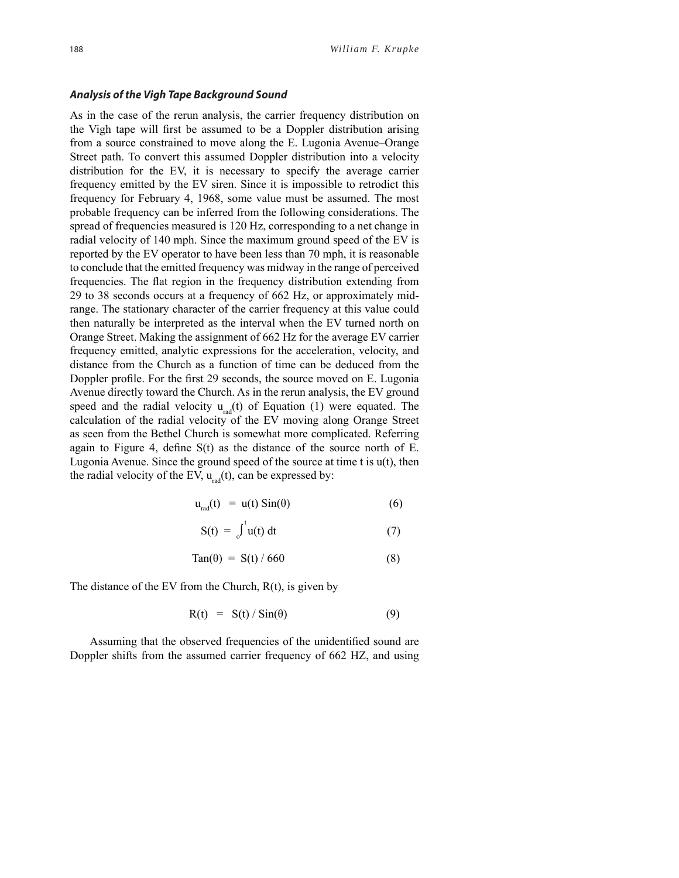### *Analysis of the Vigh Tape Background Sound*

As in the case of the rerun analysis, the carrier frequency distribution on the Vigh tape will first be assumed to be a Doppler distribution arising from a source constrained to move along the E. Lugonia Avenue–Orange Street path. To convert this assumed Doppler distribution into a velocity distribution for the EV, it is necessary to specify the average carrier frequency emitted by the EV siren. Since it is impossible to retrodict this frequency for February 4, 1968, some value must be assumed. The most probable frequency can be inferred from the following considerations. The spread of frequencies measured is 120 Hz, corresponding to a net change in radial velocity of 140 mph. Since the maximum ground speed of the EV is reported by the EV operator to have been less than 70 mph, it is reasonable to conclude that the emitted frequency was midway in the range of perceived frequencies. The flat region in the frequency distribution extending from 29 to 38 seconds occurs at a frequency of 662 Hz, or approximately mid-range. The stationary character of the carrier frequency at this value could then naturally be interpreted as the interval when the EV turned north on Orange Street. Making the assignment of 662 Hz for the average EV carrier frequency emitted, analytic expressions for the acceleration, velocity, and distance from the Church as a function of time can be deduced from the Doppler profile. For the first 29 seconds, the source moved on E. Lugonia Avenue directly toward the Church. As in the rerun analysis, the EV ground speed and the radial velocity $u_{rad}(t)$ of Equation (1) were equated. The calculation of the radial velocity of the EV moving along Orange Street as seen from the Bethel Church is somewhat more complicated. Referring again to Figure 4, define S(t) as the distance of the source north of E. Lugonia Avenue. Since the ground speed of the source at time t is u(t), then the radial velocity of the EV, $u_{rad}(t)$, can be expressed by:

$$u_{rad}(t) = u(t)\,\mathrm{Sin}(\theta) \qquad (6)$$

$$S(t) = \int_{o}^{t} u(t)\,dt \qquad (7)$$

$$\mathrm{Tan}(\theta) = S(t) / 660 \qquad (8)$$

The distance of the EV from the Church, R(t), is given by

$$R(t) = S(t) / \mathrm{Sin}(\theta) \qquad (9)$$

Assuming that the observed frequencies of the unidentified sound are Doppler shifts from the assumed carrier frequency of 662 HZ, and using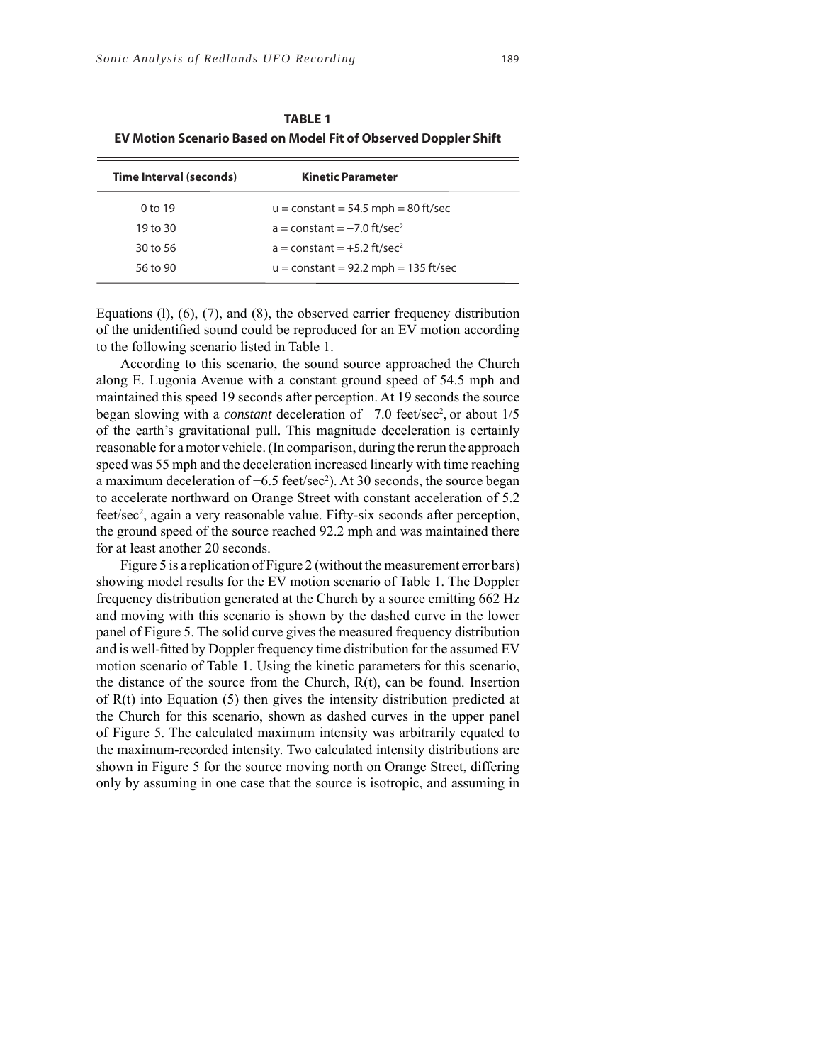**TABLE 1**

**EV Motion Scenario Based on Model Fit of Observed Doppler Shift**

| Time Interval (seconds) | Kinetic Parameter |
|---|---|
| 0 to 19 | u = constant = 54.5 mph = 80 ft/sec |
| 19 to 30 | a = constant = −7.0 ft/sec$^2$ |
| 30 to 56 | a = constant = +5.2 ft/sec$^2$ |
| 56 to 90 | u = constant = 92.2 mph = 135 ft/sec |

Equations (l), (6), (7), and (8), the observed carrier frequency distribution of the unidentified sound could be reproduced for an EV motion according to the following scenario listed in Table 1.

According to this scenario, the sound source approached the Church along E. Lugonia Avenue with a constant ground speed of 54.5 mph and maintained this speed 19 seconds after perception. At 19 seconds the source began slowing with a *constant* deceleration of −7.0 feet/sec$^2$, or about 1/5 of the earth's gravitational pull. This magnitude deceleration is certainly reasonable for a motor vehicle. (In comparison, during the rerun the approach speed was 55 mph and the deceleration increased linearly with time reaching a maximum deceleration of −6.5 feet/sec$^2$). At 30 seconds, the source began to accelerate northward on Orange Street with constant acceleration of 5.2 feet/sec$^2$, again a very reasonable value. Fifty-six seconds after perception, the ground speed of the source reached 92.2 mph and was maintained there for at least another 20 seconds.

Figure 5 is a replication of Figure 2 (without the measurement error bars) showing model results for the EV motion scenario of Table 1. The Doppler frequency distribution generated at the Church by a source emitting 662 Hz and moving with this scenario is shown by the dashed curve in the lower panel of Figure 5. The solid curve gives the measured frequency distribution and is well-fitted by Doppler frequency time distribution for the assumed EV motion scenario of Table 1. Using the kinetic parameters for this scenario, the distance of the source from the Church, R(t), can be found. Insertion of R(t) into Equation (5) then gives the intensity distribution predicted at the Church for this scenario, shown as dashed curves in the upper panel of Figure 5. The calculated maximum intensity was arbitrarily equated to the maximum-recorded intensity. Two calculated intensity distributions are shown in Figure 5 for the source moving north on Orange Street, differing only by assuming in one case that the source is isotropic, and assuming in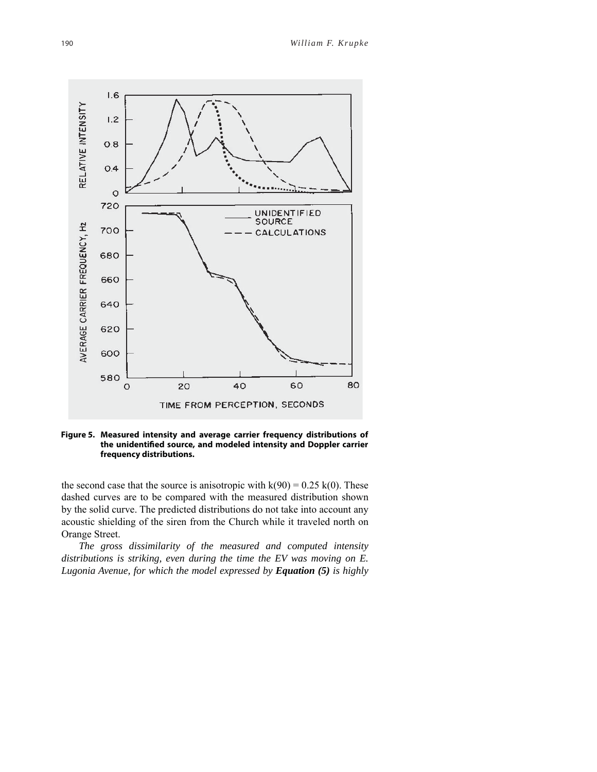**Figure 5. Measured intensity and average carrier frequency distributions of the unidentified source, and modeled intensity and Doppler carrier frequency distributions.**

the second case that the source is anisotropic with k(90) = 0.25 k(0). These dashed curves are to be compared with the measured distribution shown by the solid curve. The predicted distributions do not take into account any acoustic shielding of the siren from the Church while it traveled north on Orange Street.

*The gross dissimilarity of the measured and computed intensity distributions is striking, even during the time the EV was moving on E. Lugonia Avenue, for which the model expressed by **Equation (5)** is highly*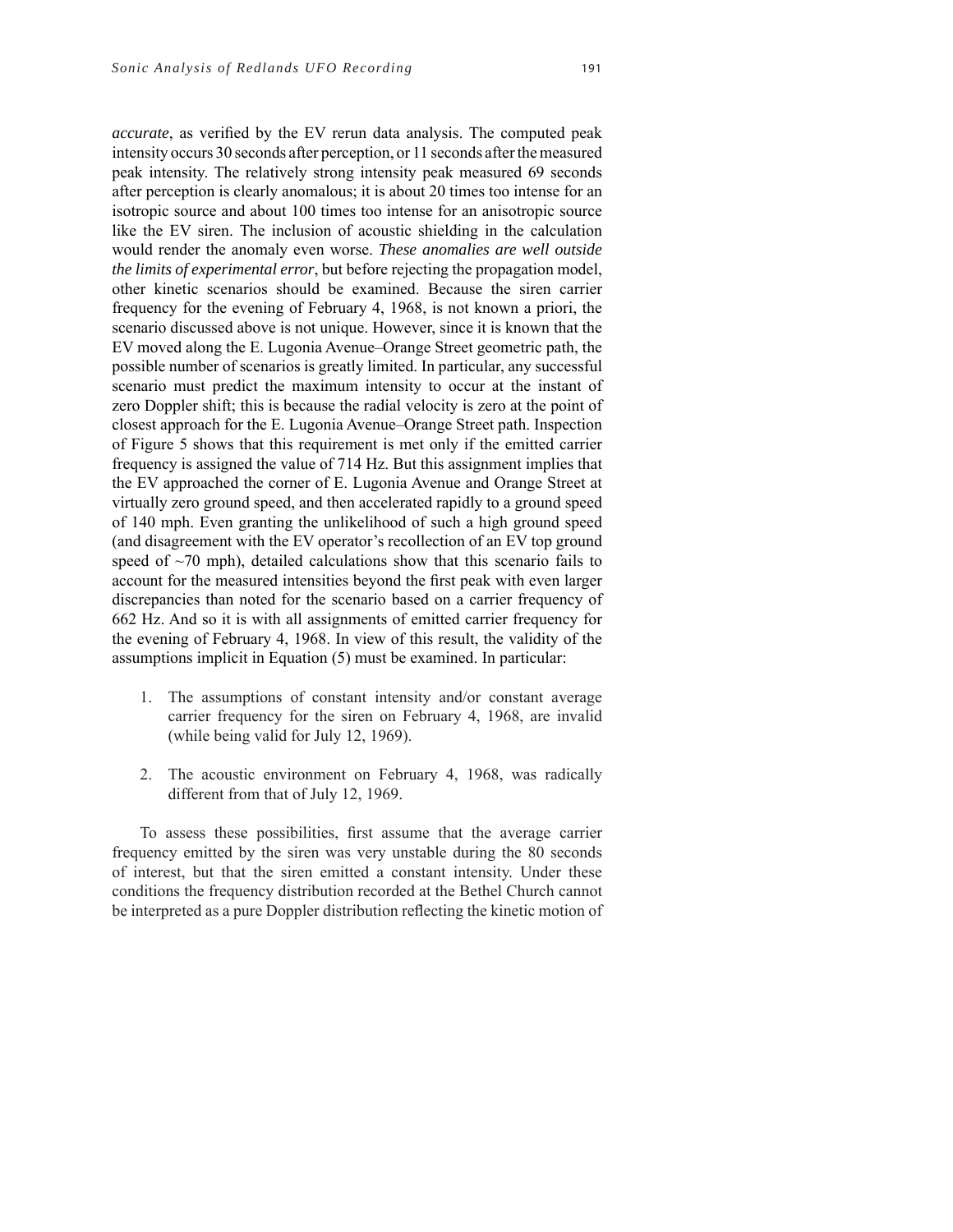*accurate*, as verified by the EV rerun data analysis. The computed peak intensity occurs 30 seconds after perception, or 11 seconds after the measured peak intensity. The relatively strong intensity peak measured 69 seconds after perception is clearly anomalous; it is about 20 times too intense for an isotropic source and about 100 times too intense for an anisotropic source like the EV siren. The inclusion of acoustic shielding in the calculation would render the anomaly even worse. *These anomalies are well outside the limits of experimental error*, but before rejecting the propagation model, other kinetic scenarios should be examined. Because the siren carrier frequency for the evening of February 4, 1968, is not known a priori, the scenario discussed above is not unique. However, since it is known that the EV moved along the E. Lugonia Avenue–Orange Street geometric path, the possible number of scenarios is greatly limited. In particular, any successful scenario must predict the maximum intensity to occur at the instant of zero Doppler shift; this is because the radial velocity is zero at the point of closest approach for the E. Lugonia Avenue–Orange Street path. Inspection of Figure 5 shows that this requirement is met only if the emitted carrier frequency is assigned the value of 714 Hz. But this assignment implies that the EV approached the corner of E. Lugonia Avenue and Orange Street at virtually zero ground speed, and then accelerated rapidly to a ground speed of 140 mph. Even granting the unlikelihood of such a high ground speed (and disagreement with the EV operator's recollection of an EV top ground speed of ~70 mph), detailed calculations show that this scenario fails to account for the measured intensities beyond the first peak with even larger discrepancies than noted for the scenario based on a carrier frequency of 662 Hz. And so it is with all assignments of emitted carrier frequency for the evening of February 4, 1968. In view of this result, the validity of the assumptions implicit in Equation (5) must be examined. In particular:

1. The assumptions of constant intensity and/or constant average carrier frequency for the siren on February 4, 1968, are invalid (while being valid for July 12, 1969).

2. The acoustic environment on February 4, 1968, was radically different from that of July 12, 1969.

To assess these possibilities, first assume that the average carrier frequency emitted by the siren was very unstable during the 80 seconds of interest, but that the siren emitted a constant intensity. Under these conditions the frequency distribution recorded at the Bethel Church cannot be interpreted as a pure Doppler distribution reflecting the kinetic motion of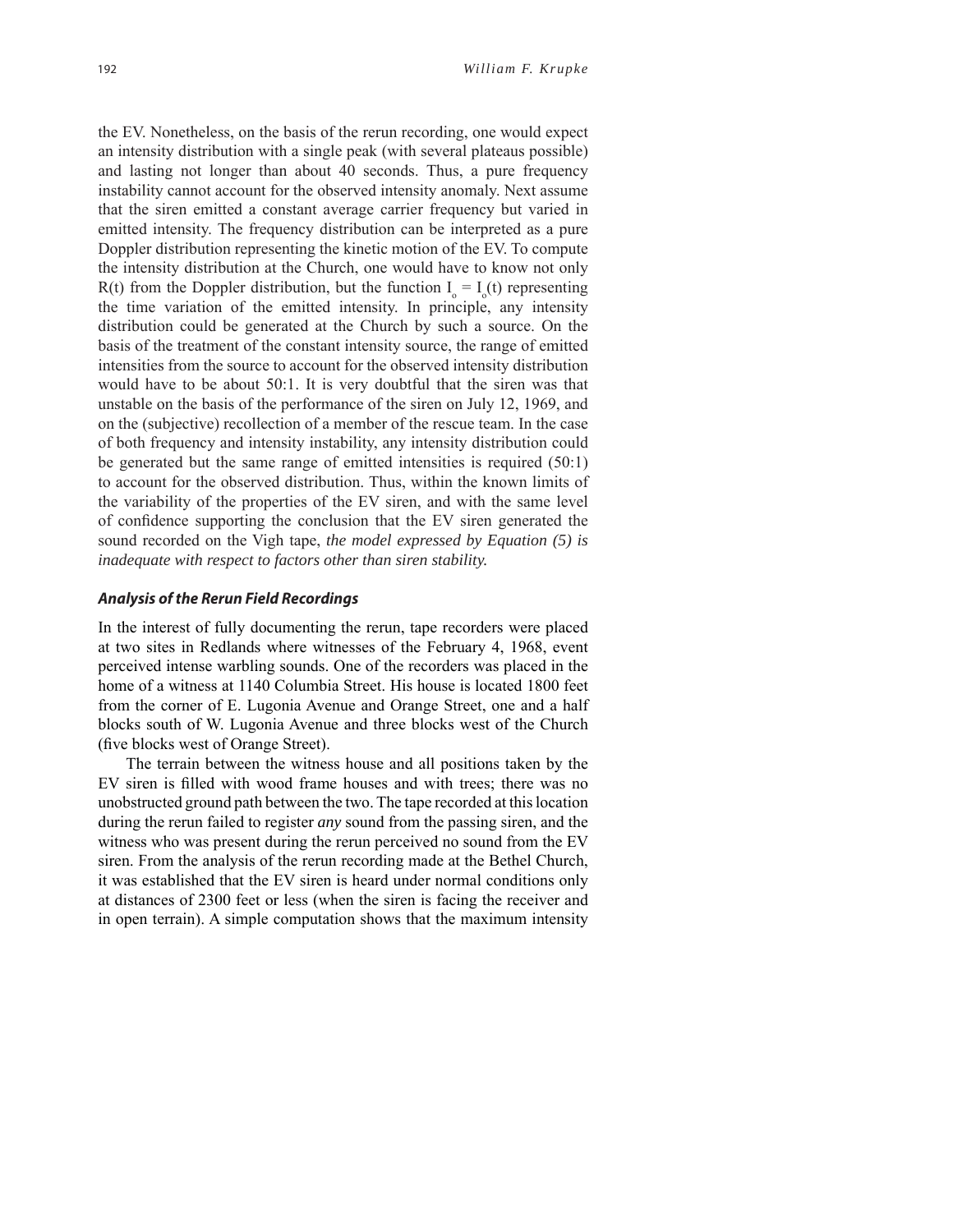the EV. Nonetheless, on the basis of the rerun recording, one would expect an intensity distribution with a single peak (with several plateaus possible) and lasting not longer than about 40 seconds. Thus, a pure frequency instability cannot account for the observed intensity anomaly. Next assume that the siren emitted a constant average carrier frequency but varied in emitted intensity. The frequency distribution can be interpreted as a pure Doppler distribution representing the kinetic motion of the EV. To compute the intensity distribution at the Church, one would have to know not only R(t) from the Doppler distribution, but the function $I_o = I_o(t)$ representing the time variation of the emitted intensity. In principle, any intensity distribution could be generated at the Church by such a source. On the basis of the treatment of the constant intensity source, the range of emitted intensities from the source to account for the observed intensity distribution would have to be about 50:1. It is very doubtful that the siren was that unstable on the basis of the performance of the siren on July 12, 1969, and on the (subjective) recollection of a member of the rescue team. In the case of both frequency and intensity instability, any intensity distribution could be generated but the same range of emitted intensities is required (50:1) to account for the observed distribution. Thus, within the known limits of the variability of the properties of the EV siren, and with the same level of confidence supporting the conclusion that the EV siren generated the sound recorded on the Vigh tape, *the model expressed by Equation (5) is inadequate with respect to factors other than siren stability.*

### *Analysis of the Rerun Field Recordings*

In the interest of fully documenting the rerun, tape recorders were placed at two sites in Redlands where witnesses of the February 4, 1968, event perceived intense warbling sounds. One of the recorders was placed in the home of a witness at 1140 Columbia Street. His house is located 1800 feet from the corner of E. Lugonia Avenue and Orange Street, one and a half blocks south of W. Lugonia Avenue and three blocks west of the Church (five blocks west of Orange Street).

The terrain between the witness house and all positions taken by the EV siren is filled with wood frame houses and with trees; there was no unobstructed ground path between the two. The tape recorded at this location during the rerun failed to register *any* sound from the passing siren, and the witness who was present during the rerun perceived no sound from the EV siren. From the analysis of the rerun recording made at the Bethel Church, it was established that the EV siren is heard under normal conditions only at distances of 2300 feet or less (when the siren is facing the receiver and in open terrain). A simple computation shows that the maximum intensity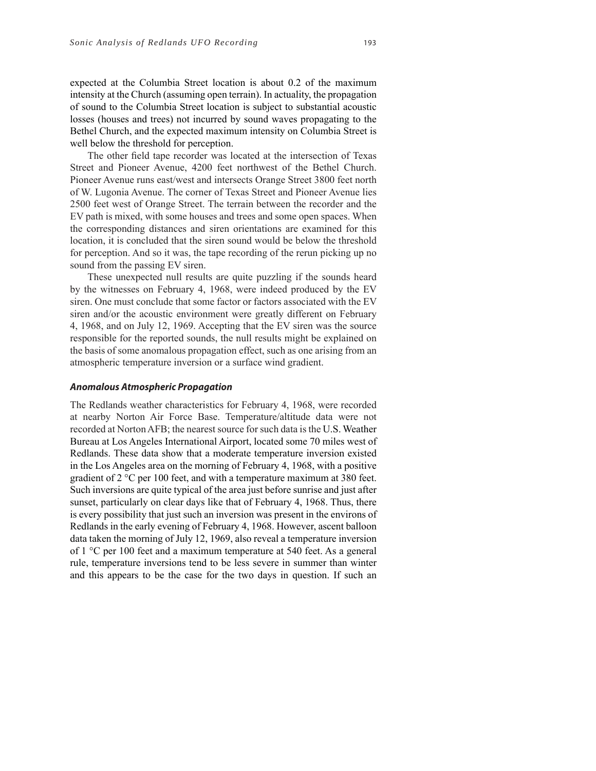expected at the Columbia Street location is about 0.2 of the maximum intensity at the Church (assuming open terrain). In actuality, the propagation of sound to the Columbia Street location is subject to substantial acoustic losses (houses and trees) not incurred by sound waves propagating to the Bethel Church, and the expected maximum intensity on Columbia Street is well below the threshold for perception.

The other field tape recorder was located at the intersection of Texas Street and Pioneer Avenue, 4200 feet northwest of the Bethel Church. Pioneer Avenue runs east/west and intersects Orange Street 3800 feet north of W. Lugonia Avenue. The corner of Texas Street and Pioneer Avenue lies 2500 feet west of Orange Street. The terrain between the recorder and the EV path is mixed, with some houses and trees and some open spaces. When the corresponding distances and siren orientations are examined for this location, it is concluded that the siren sound would be below the threshold for perception. And so it was, the tape recording of the rerun picking up no sound from the passing EV siren.

These unexpected null results are quite puzzling if the sounds heard by the witnesses on February 4, 1968, were indeed produced by the EV siren. One must conclude that some factor or factors associated with the EV siren and/or the acoustic environment were greatly different on February 4, 1968, and on July 12, 1969. Accepting that the EV siren was the source responsible for the reported sounds, the null results might be explained on the basis of some anomalous propagation effect, such as one arising from an atmospheric temperature inversion or a surface wind gradient.

### *Anomalous Atmospheric Propagation*

The Redlands weather characteristics for February 4, 1968, were recorded at nearby Norton Air Force Base. Temperature/altitude data were not recorded at Norton AFB; the nearest source for such data is the U.S. Weather Bureau at Los Angeles International Airport, located some 70 miles west of Redlands. These data show that a moderate temperature inversion existed in the Los Angeles area on the morning of February 4, 1968, with a positive gradient of 2 °C per 100 feet, and with a temperature maximum at 380 feet. Such inversions are quite typical of the area just before sunrise and just after sunset, particularly on clear days like that of February 4, 1968. Thus, there is every possibility that just such an inversion was present in the environs of Redlands in the early evening of February 4, 1968. However, ascent balloon data taken the morning of July 12, 1969, also reveal a temperature inversion of 1 °C per 100 feet and a maximum temperature at 540 feet. As a general rule, temperature inversions tend to be less severe in summer than winter and this appears to be the case for the two days in question. If such an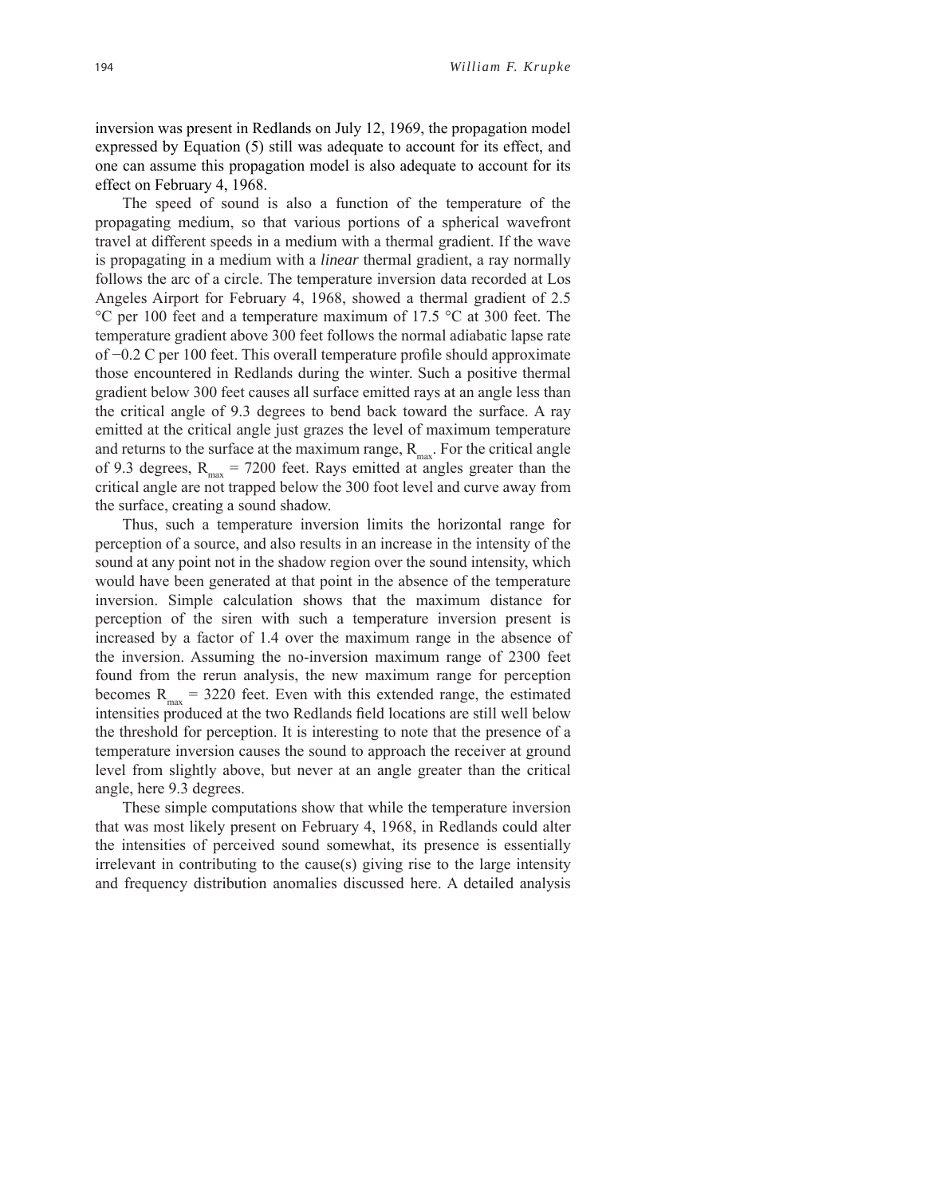inversion was present in Redlands on July 12, 1969, the propagation model expressed by Equation (5) still was adequate to account for its effect, and one can assume this propagation model is also adequate to account for its effect on February 4, 1968.

The speed of sound is also a function of the temperature of the propagating medium, so that various portions of a spherical wavefront travel at different speeds in a medium with a thermal gradient. If the wave is propagating in a medium with a *linear* thermal gradient, a ray normally follows the arc of a circle. The temperature inversion data recorded at Los Angeles Airport for February 4, 1968, showed a thermal gradient of 2.5 °C per 100 feet and a temperature maximum of 17.5 °C at 300 feet. The temperature gradient above 300 feet follows the normal adiabatic lapse rate of −0.2 C per 100 feet. This overall temperature profile should approximate those encountered in Redlands during the winter. Such a positive thermal gradient below 300 feet causes all surface emitted rays at an angle less than the critical angle of 9.3 degrees to bend back toward the surface. A ray emitted at the critical angle just grazes the level of maximum temperature and returns to the surface at the maximum range, $R_{max}$. For the critical angle of 9.3 degrees, $R_{max}$ = 7200 feet. Rays emitted at angles greater than the critical angle are not trapped below the 300 foot level and curve away from the surface, creating a sound shadow.

Thus, such a temperature inversion limits the horizontal range for perception of a source, and also results in an increase in the intensity of the sound at any point not in the shadow region over the sound intensity, which would have been generated at that point in the absence of the temperature inversion. Simple calculation shows that the maximum distance for perception of the siren with such a temperature inversion present is increased by a factor of 1.4 over the maximum range in the absence of the inversion. Assuming the no-inversion maximum range of 2300 feet found from the rerun analysis, the new maximum range for perception becomes $R_{max}$ = 3220 feet. Even with this extended range, the estimated intensities produced at the two Redlands field locations are still well below the threshold for perception. It is interesting to note that the presence of a temperature inversion causes the sound to approach the receiver at ground level from slightly above, but never at an angle greater than the critical angle, here 9.3 degrees.

These simple computations show that while the temperature inversion that was most likely present on February 4, 1968, in Redlands could alter the intensities of perceived sound somewhat, its presence is essentially irrelevant in contributing to the cause(s) giving rise to the large intensity and frequency distribution anomalies discussed here. A detailed analysis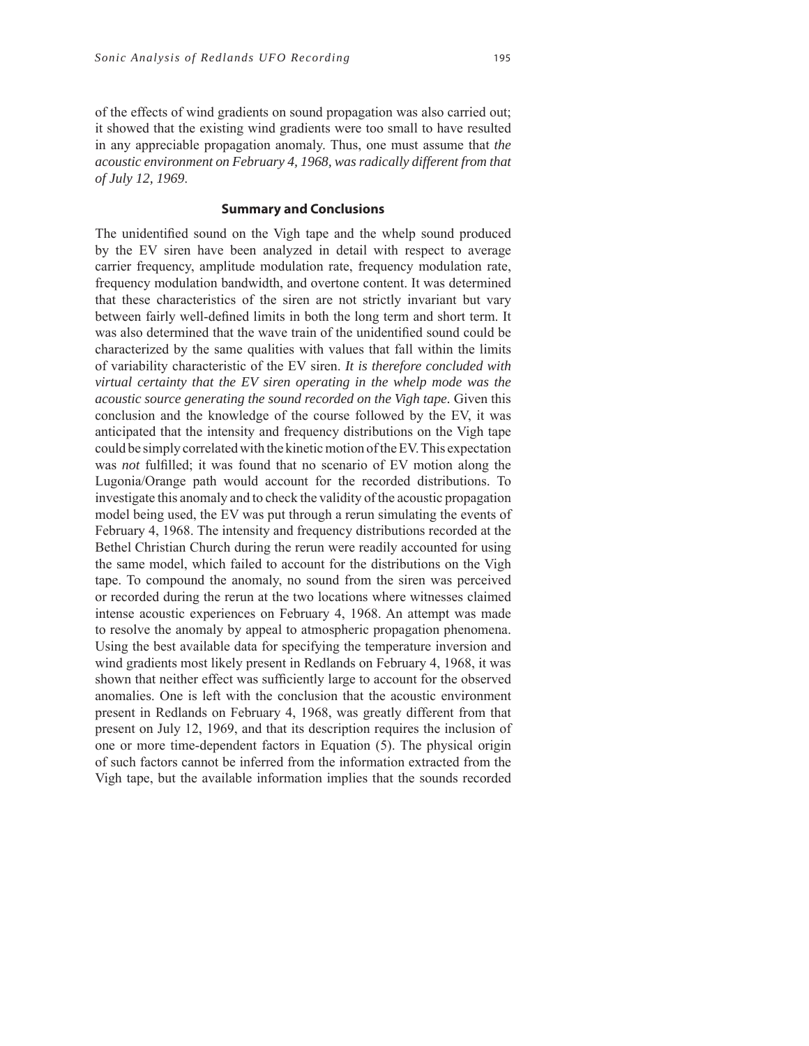of the effects of wind gradients on sound propagation was also carried out; it showed that the existing wind gradients were too small to have resulted in any appreciable propagation anomaly. Thus, one must assume that *the acoustic environment on February 4, 1968, was radically different from that of July 12, 1969*.

## Summary and Conclusions

The unidentified sound on the Vigh tape and the whelp sound produced by the EV siren have been analyzed in detail with respect to average carrier frequency, amplitude modulation rate, frequency modulation rate, frequency modulation bandwidth, and overtone content. It was determined that these characteristics of the siren are not strictly invariant but vary between fairly well-defined limits in both the long term and short term. It was also determined that the wave train of the unidentified sound could be characterized by the same qualities with values that fall within the limits of variability characteristic of the EV siren. *It is therefore concluded with virtual certainty that the EV siren operating in the whelp mode was the acoustic source generating the sound recorded on the Vigh tape.* Given this conclusion and the knowledge of the course followed by the EV, it was anticipated that the intensity and frequency distributions on the Vigh tape could be simply correlated with the kinetic motion of the EV. This expectation was *not* fulfilled; it was found that no scenario of EV motion along the Lugonia/Orange path would account for the recorded distributions. To investigate this anomaly and to check the validity of the acoustic propagation model being used, the EV was put through a rerun simulating the events of February 4, 1968. The intensity and frequency distributions recorded at the Bethel Christian Church during the rerun were readily accounted for using the same model, which failed to account for the distributions on the Vigh tape. To compound the anomaly, no sound from the siren was perceived or recorded during the rerun at the two locations where witnesses claimed intense acoustic experiences on February 4, 1968. An attempt was made to resolve the anomaly by appeal to atmospheric propagation phenomena. Using the best available data for specifying the temperature inversion and wind gradients most likely present in Redlands on February 4, 1968, it was shown that neither effect was sufficiently large to account for the observed anomalies. One is left with the conclusion that the acoustic environment present in Redlands on February 4, 1968, was greatly different from that present on July 12, 1969, and that its description requires the inclusion of one or more time-dependent factors in Equation (5). The physical origin of such factors cannot be inferred from the information extracted from the Vigh tape, but the available information implies that the sounds recorded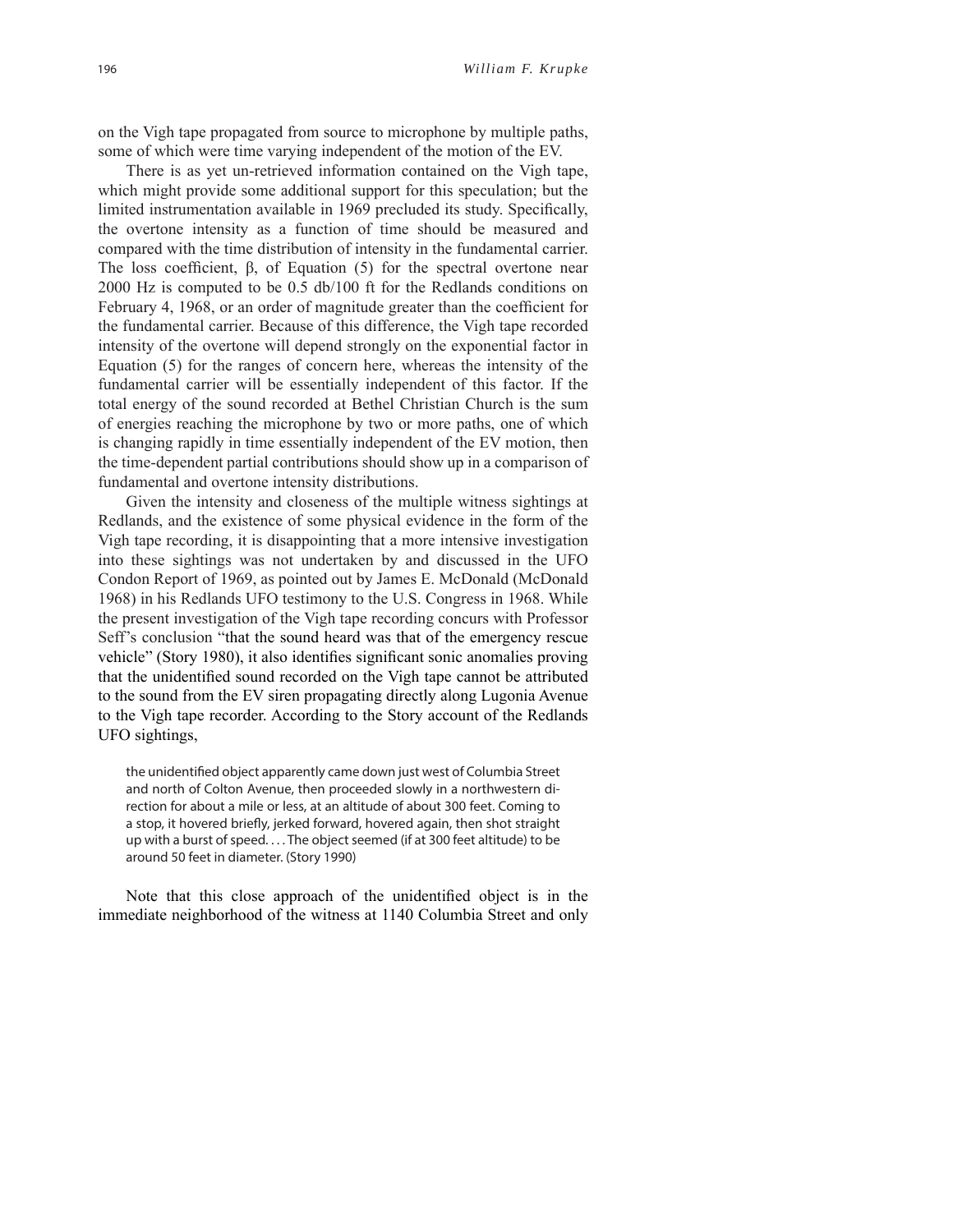on the Vigh tape propagated from source to microphone by multiple paths, some of which were time varying independent of the motion of the EV.

There is as yet un-retrieved information contained on the Vigh tape, which might provide some additional support for this speculation; but the limited instrumentation available in 1969 precluded its study. Specifically, the overtone intensity as a function of time should be measured and compared with the time distribution of intensity in the fundamental carrier. The loss coefficient, $\beta$, of Equation (5) for the spectral overtone near 2000 Hz is computed to be 0.5 db/100 ft for the Redlands conditions on February 4, 1968, or an order of magnitude greater than the coefficient for the fundamental carrier. Because of this difference, the Vigh tape recorded intensity of the overtone will depend strongly on the exponential factor in Equation (5) for the ranges of concern here, whereas the intensity of the fundamental carrier will be essentially independent of this factor. If the total energy of the sound recorded at Bethel Christian Church is the sum of energies reaching the microphone by two or more paths, one of which is changing rapidly in time essentially independent of the EV motion, then the time-dependent partial contributions should show up in a comparison of fundamental and overtone intensity distributions.

Given the intensity and closeness of the multiple witness sightings at Redlands, and the existence of some physical evidence in the form of the Vigh tape recording, it is disappointing that a more intensive investigation into these sightings was not undertaken by and discussed in the UFO Condon Report of 1969, as pointed out by James E. McDonald (McDonald 1968) in his Redlands UFO testimony to the U.S. Congress in 1968. While the present investigation of the Vigh tape recording concurs with Professor Seff's conclusion "that the sound heard was that of the emergency rescue vehicle" (Story 1980), it also identifies significant sonic anomalies proving that the unidentified sound recorded on the Vigh tape cannot be attributed to the sound from the EV siren propagating directly along Lugonia Avenue to the Vigh tape recorder. According to the Story account of the Redlands UFO sightings,

> the unidentified object apparently came down just west of Columbia Street and north of Colton Avenue, then proceeded slowly in a northwestern direction for about a mile or less, at an altitude of about 300 feet. Coming to a stop, it hovered briefly, jerked forward, hovered again, then shot straight up with a burst of speed. . . . The object seemed (if at 300 feet altitude) to be around 50 feet in diameter. (Story 1990)

Note that this close approach of the unidentified object is in the immediate neighborhood of the witness at 1140 Columbia Street and only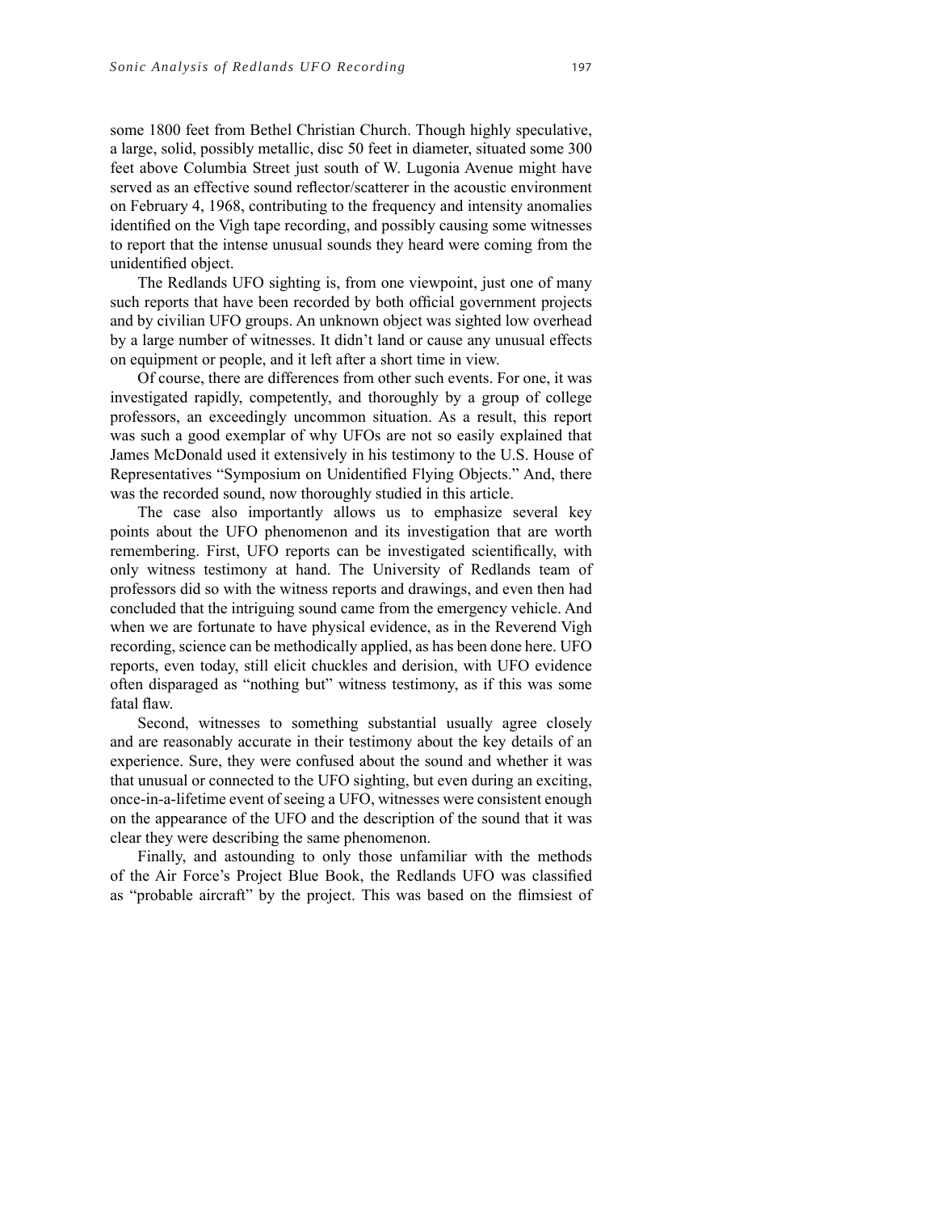some 1800 feet from Bethel Christian Church. Though highly speculative, a large, solid, possibly metallic, disc 50 feet in diameter, situated some 300 feet above Columbia Street just south of W. Lugonia Avenue might have served as an effective sound reflector/scatterer in the acoustic environment on February 4, 1968, contributing to the frequency and intensity anomalies identified on the Vigh tape recording, and possibly causing some witnesses to report that the intense unusual sounds they heard were coming from the unidentified object.

The Redlands UFO sighting is, from one viewpoint, just one of many such reports that have been recorded by both official government projects and by civilian UFO groups. An unknown object was sighted low overhead by a large number of witnesses. It didn't land or cause any unusual effects on equipment or people, and it left after a short time in view.

Of course, there are differences from other such events. For one, it was investigated rapidly, competently, and thoroughly by a group of college professors, an exceedingly uncommon situation. As a result, this report was such a good exemplar of why UFOs are not so easily explained that James McDonald used it extensively in his testimony to the U.S. House of Representatives "Symposium on Unidentified Flying Objects." And, there was the recorded sound, now thoroughly studied in this article.

The case also importantly allows us to emphasize several key points about the UFO phenomenon and its investigation that are worth remembering. First, UFO reports can be investigated scientifically, with only witness testimony at hand. The University of Redlands team of professors did so with the witness reports and drawings, and even then had concluded that the intriguing sound came from the emergency vehicle. And when we are fortunate to have physical evidence, as in the Reverend Vigh recording, science can be methodically applied, as has been done here. UFO reports, even today, still elicit chuckles and derision, with UFO evidence often disparaged as "nothing but" witness testimony, as if this was some fatal flaw.

Second, witnesses to something substantial usually agree closely and are reasonably accurate in their testimony about the key details of an experience. Sure, they were confused about the sound and whether it was that unusual or connected to the UFO sighting, but even during an exciting, once-in-a-lifetime event of seeing a UFO, witnesses were consistent enough on the appearance of the UFO and the description of the sound that it was clear they were describing the same phenomenon.

Finally, and astounding to only those unfamiliar with the methods of the Air Force's Project Blue Book, the Redlands UFO was classified as "probable aircraft" by the project. This was based on the flimsiest of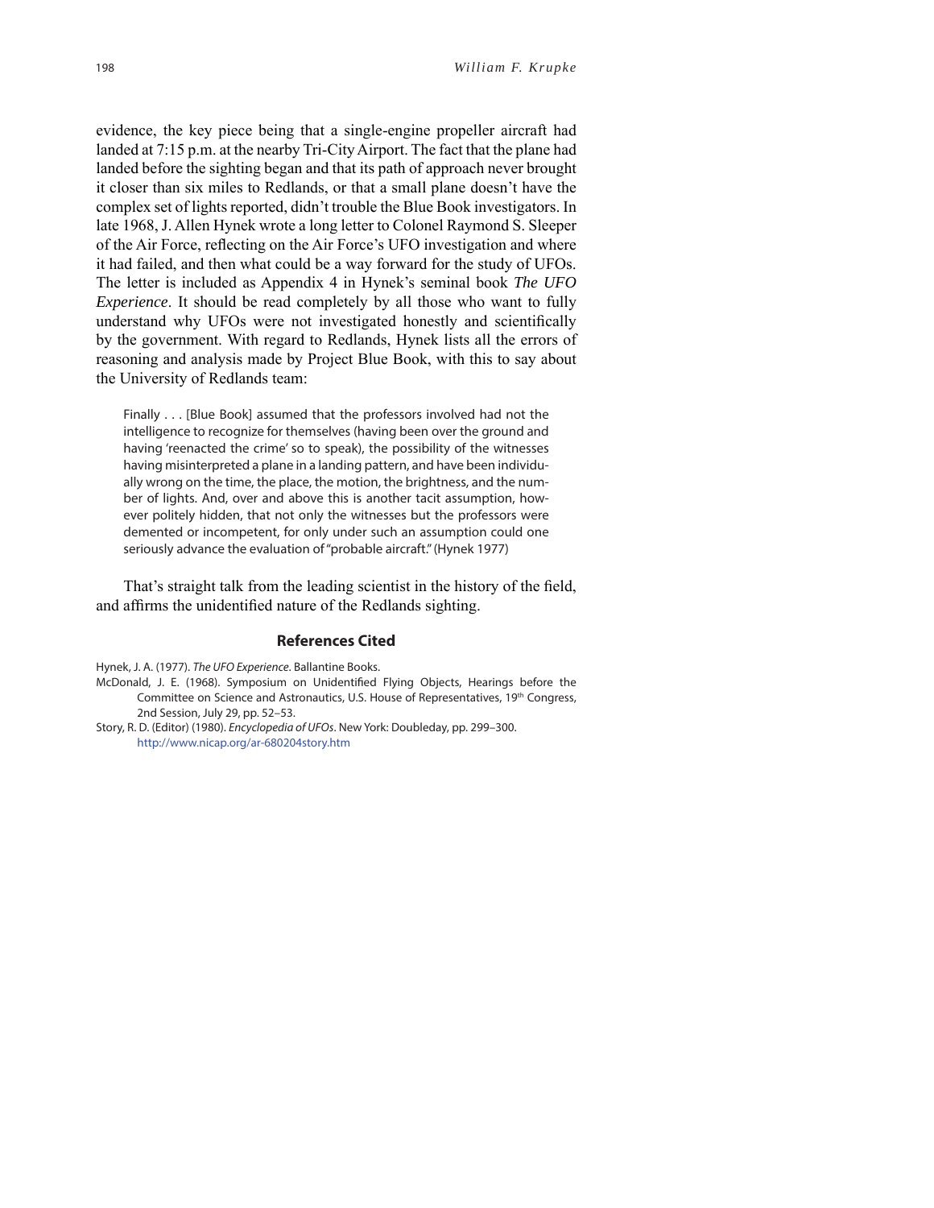evidence, the key piece being that a single-engine propeller aircraft had landed at 7:15 p.m. at the nearby Tri-City Airport. The fact that the plane had landed before the sighting began and that its path of approach never brought it closer than six miles to Redlands, or that a small plane doesn't have the complex set of lights reported, didn't trouble the Blue Book investigators. In late 1968, J. Allen Hynek wrote a long letter to Colonel Raymond S. Sleeper of the Air Force, reflecting on the Air Force's UFO investigation and where it had failed, and then what could be a way forward for the study of UFOs. The letter is included as Appendix 4 in Hynek's seminal book *The UFO Experience*. It should be read completely by all those who want to fully understand why UFOs were not investigated honestly and scientifically by the government. With regard to Redlands, Hynek lists all the errors of reasoning and analysis made by Project Blue Book, with this to say about the University of Redlands team:

> Finally . . . [Blue Book] assumed that the professors involved had not the intelligence to recognize for themselves (having been over the ground and having 'reenacted the crime' so to speak), the possibility of the witnesses having misinterpreted a plane in a landing pattern, and have been individually wrong on the time, the place, the motion, the brightness, and the number of lights. And, over and above this is another tacit assumption, however politely hidden, that not only the witnesses but the professors were demented or incompetent, for only under such an assumption could one seriously advance the evaluation of "probable aircraft." (Hynek 1977)

That's straight talk from the leading scientist in the history of the field, and affirms the unidentified nature of the Redlands sighting.

## References Cited

Hynek, J. A. (1977). *The UFO Experience*. Ballantine Books.

McDonald, J. E. (1968). Symposium on Unidentified Flying Objects, Hearings before the Committee on Science and Astronautics, U.S. House of Representatives, 19th Congress, 2nd Session, July 29, pp. 52–53.

Story, R. D. (Editor) (1980). *Encyclopedia of UFOs*. New York: Doubleday, pp. 299–300. http://www.nicap.org/ar-680204story.htm